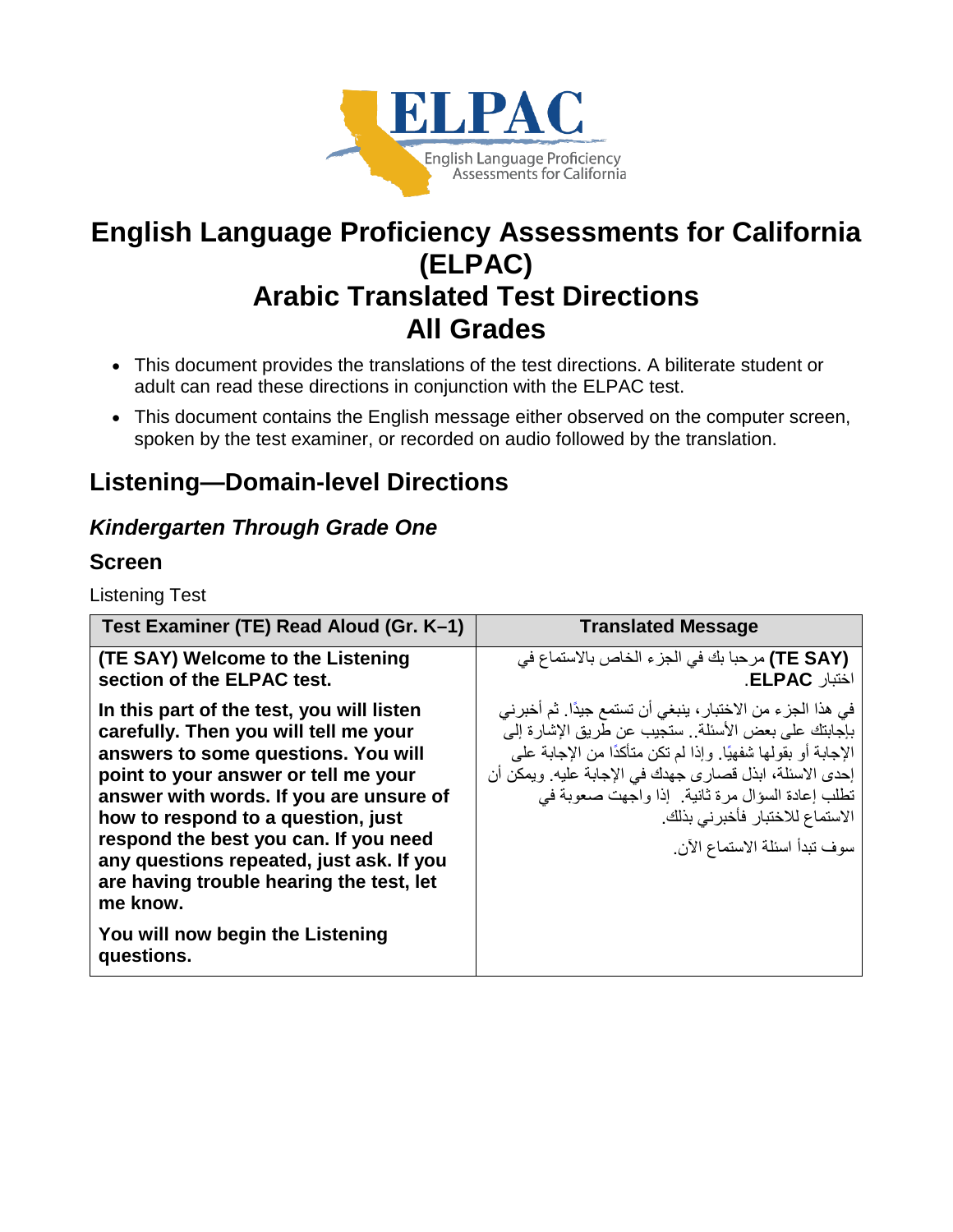# English Language Proficiency Assessments for California (ELPAC)
# Arabic Translated Test Directions
# All Grades

- This document provides the translations of the test directions. A biliterate student or adult can read these directions in conjunction with the ELPAC test.
- This document contains the English message either observed on the computer screen, spoken by the test examiner, or recorded on audio followed by the translation.

## Listening—Domain-level Directions

### *Kindergarten Through Grade One*

### Screen

Listening Test

| Test Examiner (TE) Read Aloud (Gr. K–1) | Translated Message |
| --- | --- |
| **(TE SAY) Welcome to the Listening section of the ELPAC test.**<br><br>**In this part of the test, you will listen carefully. Then you will tell me your answers to some questions. You will point to your answer or tell me your answer with words. If you are unsure of how to respond to a question, just respond the best you can. If you need any questions repeated, just ask. If you are having trouble hearing the test, let me know.**<br><br>**You will now begin the Listening questions.** | **(TE SAY)** مرحبا بك في الجزء الخاص بالاستماع في اختبار **ELPAC**.<br><br>في هذا الجزء من الاختبار، ينبغي أن تستمع جيدًا. ثم أخبرني بإجابتك على بعض الأسئلة.. ستجيب عن طريق الإشارة إلى الإجابة أو بقولها شفهيًا. وإذا لم تكن متأكدًا من الإجابة على إحدى الاسئلة، ابذل قصارى جهدك في الإجابة عليه. ويمكن أن تطلب إعادة السؤال مرة ثانية. إذا واجهت صعوبة في الاستماع للاختبار فأخبرني بذلك.<br><br>سوف تبدأ اسئلة الاستماع الآن. |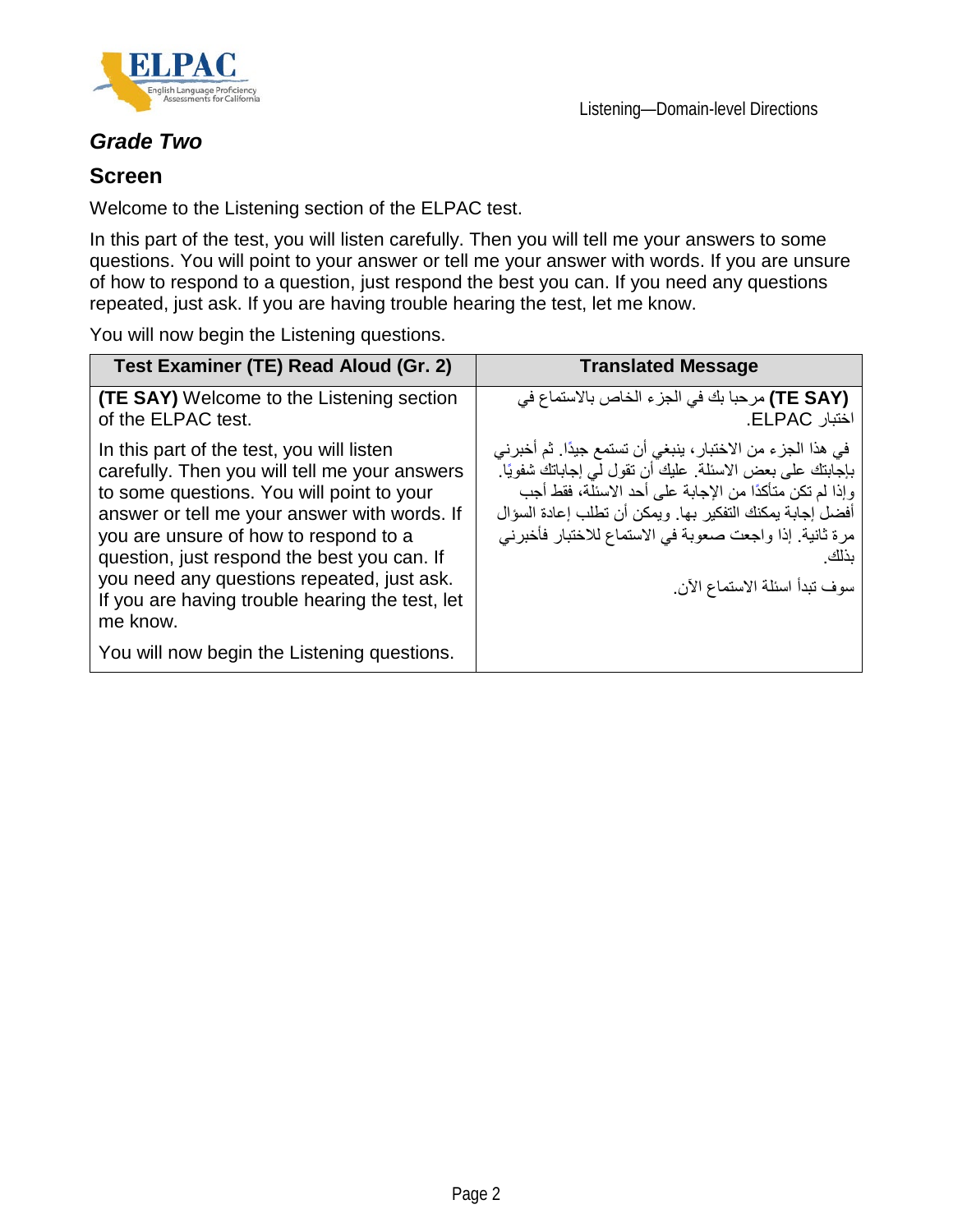### *Grade Two*

### Screen

Welcome to the Listening section of the ELPAC test.

In this part of the test, you will listen carefully. Then you will tell me your answers to some questions. You will point to your answer or tell me your answer with words. If you are unsure of how to respond to a question, just respond the best you can. If you need any questions repeated, just ask. If you are having trouble hearing the test, let me know.

You will now begin the Listening questions.

| Test Examiner (TE) Read Aloud (Gr. 2) | Translated Message |
|---|---|
| **(TE SAY)** Welcome to the Listening section of the ELPAC test.<br><br>In this part of the test, you will listen carefully. Then you will tell me your answers to some questions. You will point to your answer or tell me your answer with words. If you are unsure of how to respond to a question, just respond the best you can. If you need any questions repeated, just ask. If you are having trouble hearing the test, let me know.<br><br>You will now begin the Listening questions. | **(TE SAY)** مرحبا بك في الجزء الخاص بالاستماع في اختبار ELPAC.<br><br>في هذا الجزء من الاختبار، ينبغي أن تستمع جيدًا. ثم أخبرني بإجابتك على بعض الاسئلة. عليك أن تقول لي إجاباتك شفويًا. وإذا لم تكن متأكدًا من الإجابة على أحد الاسئلة، فقط أجب أفضل إجابة يمكنك التفكير بها. ويمكن أن تطلب إعادة السؤال مرة ثانية. إذا واجعت صعوبة في الاستماع للاختبار فأخبرني بذلك.<br><br>سوف تبدأ اسئلة الاستماع الآن. |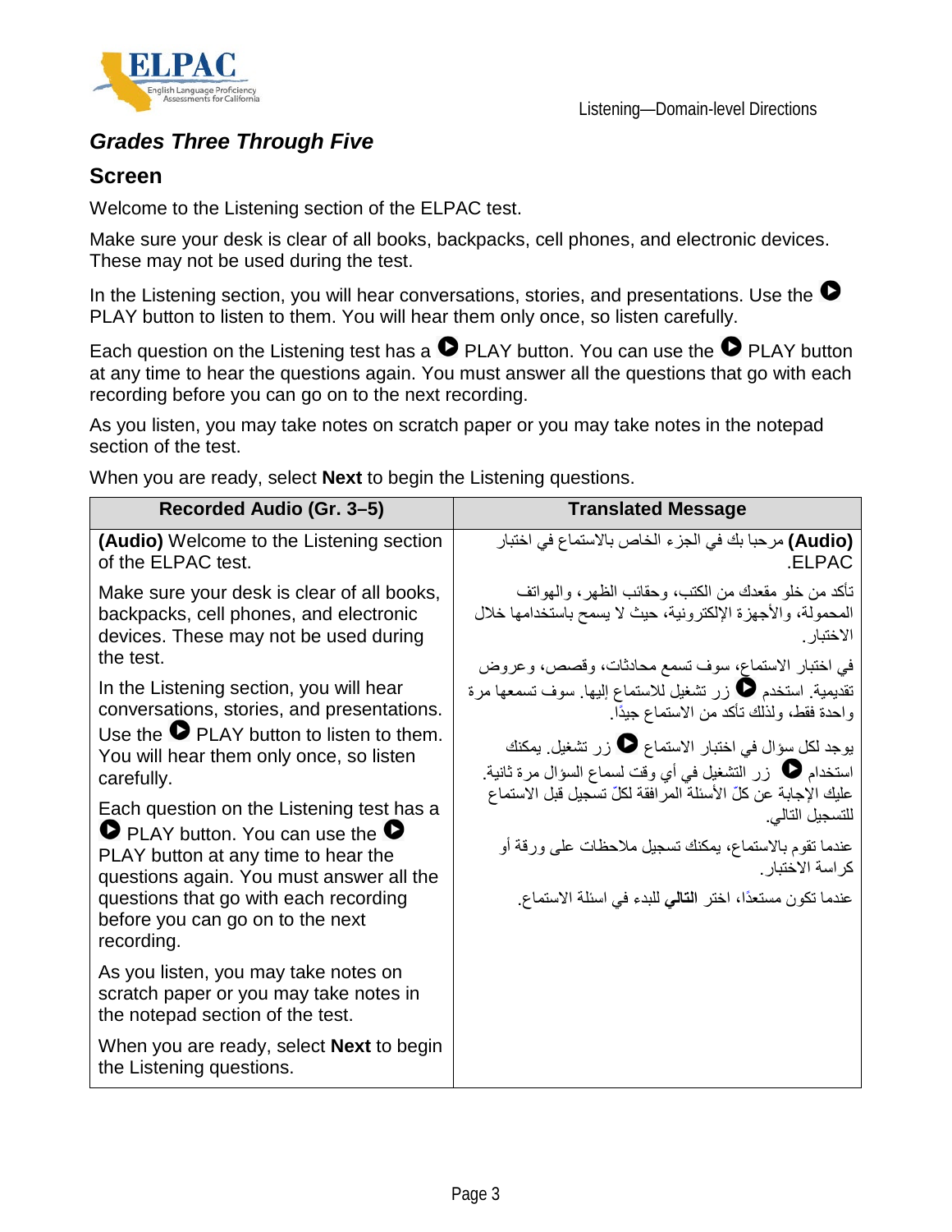## *Grades Three Through Five*

### Screen

Welcome to the Listening section of the ELPAC test.

Make sure your desk is clear of all books, backpacks, cell phones, and electronic devices. These may not be used during the test.

In the Listening section, you will hear conversations, stories, and presentations. Use the ▶ PLAY button to listen to them. You will hear them only once, so listen carefully.

Each question on the Listening test has a ▶ PLAY button. You can use the ▶ PLAY button at any time to hear the questions again. You must answer all the questions that go with each recording before you can go on to the next recording.

As you listen, you may take notes on scratch paper or you may take notes in the notepad section of the test.

When you are ready, select **Next** to begin the Listening questions.

| Recorded Audio (Gr. 3–5) | Translated Message |
|---|---|
| **(Audio)** Welcome to the Listening section of the ELPAC test.<br><br>Make sure your desk is clear of all books, backpacks, cell phones, and electronic devices. These may not be used during the test.<br><br>In the Listening section, you will hear conversations, stories, and presentations. Use the ▶ PLAY button to listen to them. You will hear them only once, so listen carefully.<br><br>Each question on the Listening test has a ▶ PLAY button. You can use the ▶ PLAY button at any time to hear the questions again. You must answer all the questions that go with each recording before you can go on to the next recording.<br><br>As you listen, you may take notes on scratch paper or you may take notes in the notepad section of the test.<br><br>When you are ready, select **Next** to begin the Listening questions. | **(Audio)** مرحبا بك في الجزء الخاص بالاستماع في اختبار ELPAC.<br><br>تأكد من خلو مقعدك من الكتب، وحقائب الظهر، والهواتف المحمولة، والأجهزة الإلكترونية، حيث لا يسمح باستخدامها خلال الاختبار.<br><br>في اختبار الاستماع، سوف تسمع محادثات، وقصص، وعروض تقديمية. استخدم ▶ زر تشغيل للاستماع إليها. سوف تسمعها مرة واحدة فقط، ولذلك تأكد من الاستماع جيدًا.<br><br>يوجد لكل سؤال في اختبار الاستماع ▶ زر تشغيل. يمكنك استخدام ▶ زر التشغيل في أي وقت لسماع السؤال مرة ثانية. عليك الإجابة عن كلّ الأسئلة المرافقة لكلّ تسجيل قبل الاستماع للتسجيل التالي.<br><br>عندما تقوم بالاستماع، يمكنك تسجيل ملاحظات على ورقة أو كراسة الاختبار.<br><br>عندما تكون مستعدًا، اختر **التالي** للبدء في اسئلة الاستماع. |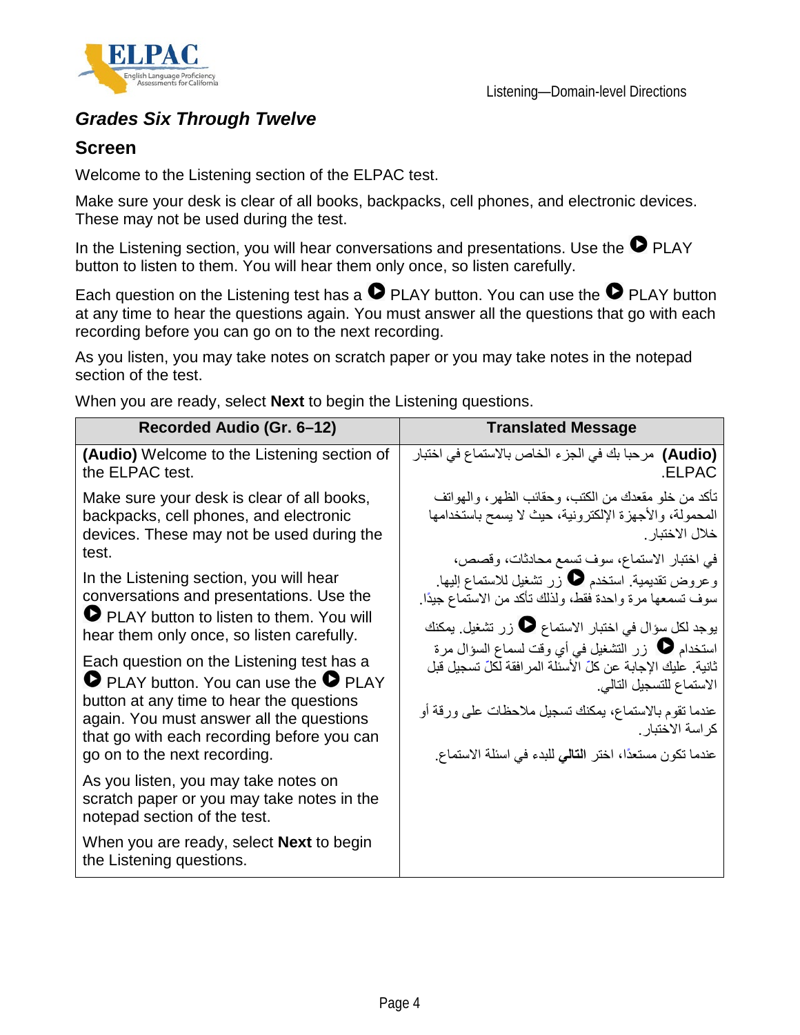## Grades Six Through Twelve

### Screen

Welcome to the Listening section of the ELPAC test.

Make sure your desk is clear of all books, backpacks, cell phones, and electronic devices. These may not be used during the test.

In the Listening section, you will hear conversations and presentations. Use the ▶ PLAY button to listen to them. You will hear them only once, so listen carefully.

Each question on the Listening test has a ▶ PLAY button. You can use the ▶ PLAY button at any time to hear the questions again. You must answer all the questions that go with each recording before you can go on to the next recording.

As you listen, you may take notes on scratch paper or you may take notes in the notepad section of the test.

When you are ready, select **Next** to begin the Listening questions.

| Recorded Audio (Gr. 6–12) | Translated Message |
|---|---|
| **(Audio)** Welcome to the Listening section of the ELPAC test.<br><br>Make sure your desk is clear of all books, backpacks, cell phones, and electronic devices. These may not be used during the test.<br><br>In the Listening section, you will hear conversations and presentations. Use the ▶ PLAY button to listen to them. You will hear them only once, so listen carefully.<br><br>Each question on the Listening test has a ▶ PLAY button. You can use the ▶ PLAY button at any time to hear the questions again. You must answer all the questions that go with each recording before you can go on to the next recording.<br><br>As you listen, you may take notes on scratch paper or you may take notes in the notepad section of the test.<br><br>When you are ready, select **Next** to begin the Listening questions. | **(Audio)** مرحبا بك في الجزء الخاص بالاستماع في اختبار ELPAC.<br><br>تأكد من خلو مقعدك من الكتب، وحقائب الظهر، والهواتف المحمولة، والأجهزة الإلكترونية، حيث لا يسمح باستخدامها خلال الاختبار.<br><br>في اختبار الاستماع، سوف تسمع محادثات، وقصص، وعروض تقديمية. استخدم ▶ زر تشغيل للاستماع إليها. سوف تسمعها مرة واحدة فقط، ولذلك تأكد من الاستماع جيدًا.<br><br>يوجد لكل سؤال في اختبار الاستماع ▶ زر تشغيل. يمكنك استخدام ▶ زر التشغيل في أي وقت لسماع السؤال مرة ثانية. عليك الإجابة عن كلّ الأسئلة المرافقة لكلّ تسجيل قبل الاستماع للتسجيل التالي.<br><br>عندما تقوم بالاستماع، يمكنك تسجيل ملاحظات على ورقة أو كراسة الاختبار.<br><br>عندما تكون مستعدًا، اختر **التالي** للبدء في اسئلة الاستماع. |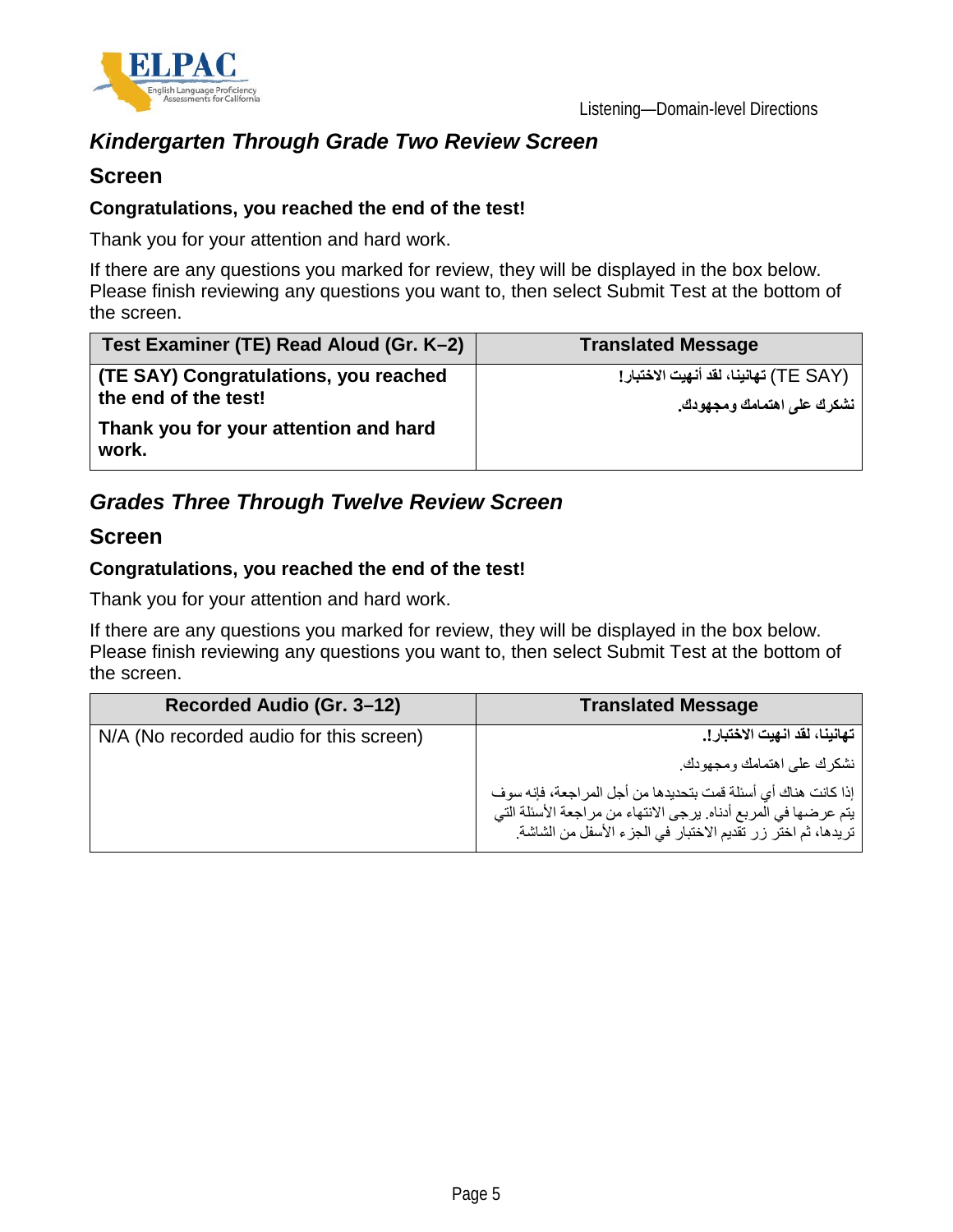## *Kindergarten Through Grade Two Review Screen*

### Screen

**Congratulations, you reached the end of the test!**

Thank you for your attention and hard work.

If there are any questions you marked for review, they will be displayed in the box below. Please finish reviewing any questions you want to, then select Submit Test at the bottom of the screen.

| Test Examiner (TE) Read Aloud (Gr. K–2) | Translated Message |
|---|---|
| **(TE SAY) Congratulations, you reached the end of the test!** **Thank you for your attention and hard work.** | (TE SAY) **تهانينا، لقد أنهيت الاختبار!** **نشكرك على اهتمامك ومجهودك.** |

## *Grades Three Through Twelve Review Screen*

### Screen

**Congratulations, you reached the end of the test!**

Thank you for your attention and hard work.

If there are any questions you marked for review, they will be displayed in the box below. Please finish reviewing any questions you want to, then select Submit Test at the bottom of the screen.

| Recorded Audio (Gr. 3–12) | Translated Message |
|---|---|
| N/A (No recorded audio for this screen) | **تهانينا، لقد انهيت الاختبار!.** نشكرك على اهتمامك ومجهودك. إذا كانت هناك أي أسئلة قمت بتحديدها من أجل المراجعة، فإنه سوف يتم عرضها في المربع أدناه. يرجى الانتهاء من مراجعة الأسئلة التي تريدها، ثم اختر زر تقديم الاختبار في الجزء الأسفل من الشاشة. |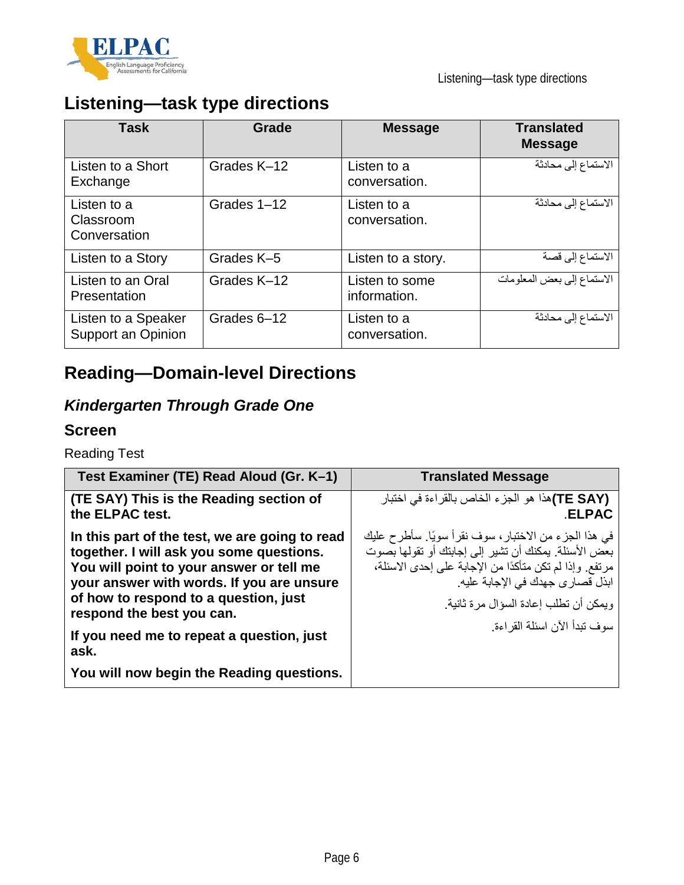## Listening—task type directions

| Task | Grade | Message | Translated Message |
|---|---|---|---|
| Listen to a Short Exchange | Grades K–12 | Listen to a conversation. | الاستماع إلى محادثة |
| Listen to a Classroom Conversation | Grades 1–12 | Listen to a conversation. | الاستماع إلى محادثة |
| Listen to a Story | Grades K–5 | Listen to a story. | الاستماع إلى قصة |
| Listen to an Oral Presentation | Grades K–12 | Listen to some information. | الاستماع إلى بعض المعلومات |
| Listen to a Speaker Support an Opinion | Grades 6–12 | Listen to a conversation. | الاستماع إلى محادثة |

## Reading—Domain-level Directions

### *Kindergarten Through Grade One*

### Screen

Reading Test

| Test Examiner (TE) Read Aloud (Gr. K–1) | Translated Message |
|---|---|
| **(TE SAY) This is the Reading section of the ELPAC test.** | **(TE SAY)**هذا هو الجزء الخاص بالقراءة في اختبار **ELPAC.** |
| **In this part of the test, we are going to read together. I will ask you some questions. You will point to your answer or tell me your answer with words. If you are unsure of how to respond to a question, just respond the best you can.** | في هذا الجزء من الاختبار، سوف نقرأ سويًا. سأطرح عليك بعض الأسئلة. يمكنك أن تشير إلى إجابتك أو تقولها بصوت مرتفع. وإذا لم تكن متأكدًا من الإجابة على إحدى الاسئلة، ابذل قصارى جهدك في الإجابة عليه. |
| **If you need me to repeat a question, just ask.** | ويمكن أن تطلب إعادة السؤال مرة ثانية. |
| **You will now begin the Reading questions.** | سوف تبدأ الآن اسئلة القراءة. |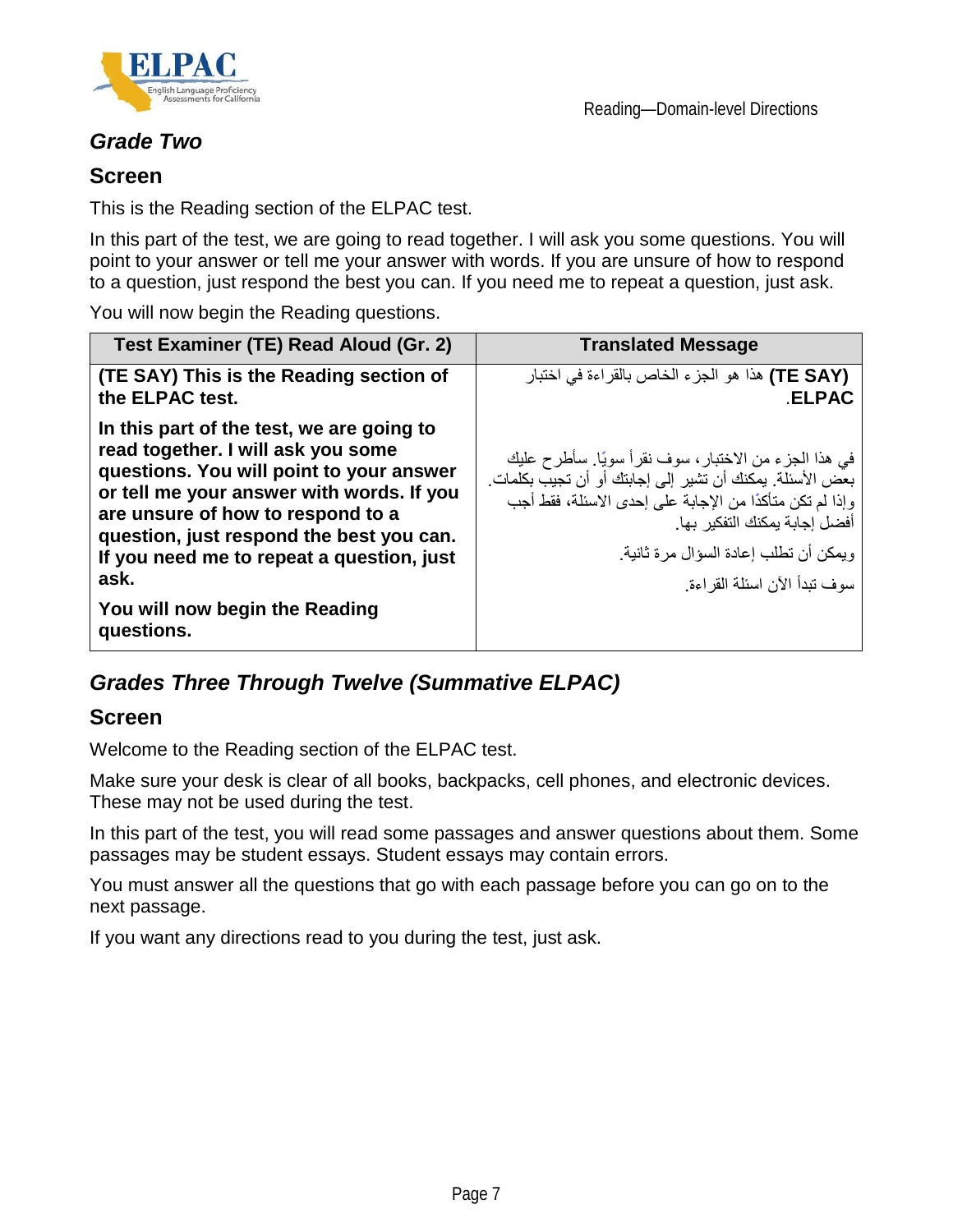### *Grade Two*

#### Screen

This is the Reading section of the ELPAC test.

In this part of the test, we are going to read together. I will ask you some questions. You will point to your answer or tell me your answer with words. If you are unsure of how to respond to a question, just respond the best you can. If you need me to repeat a question, just ask.

You will now begin the Reading questions.

| Test Examiner (TE) Read Aloud (Gr. 2) | Translated Message |
|---|---|
| **(TE SAY) This is the Reading section of the ELPAC test.**<br><br>**In this part of the test, we are going to read together. I will ask you some questions. You will point to your answer or tell me your answer with words. If you are unsure of how to respond to a question, just respond the best you can. If you need me to repeat a question, just ask.**<br><br>**You will now begin the Reading questions.** | **(TE SAY)** هذا هو الجزء الخاص بالقراءة في اختبار **ELPAC**.<br><br>في هذا الجزء من الاختبار، سوف نقرأ سويًا. سأطرح عليك بعض الأسئلة. يمكنك أن تشير إلى إجابتك أو أن تجيب بكلمات. وإذا لم تكن متأكدًا من الإجابة على إحدى الاسئلة، فقط أجب أفضل إجابة يمكنك التفكير بها.<br><br>ويمكن أن تطلب إعادة السؤال مرة ثانية.<br><br>سوف تبدأ الآن اسئلة القراءة. |

### *Grades Three Through Twelve (Summative ELPAC)*

#### Screen

Welcome to the Reading section of the ELPAC test.

Make sure your desk is clear of all books, backpacks, cell phones, and electronic devices. These may not be used during the test.

In this part of the test, you will read some passages and answer questions about them. Some passages may be student essays. Student essays may contain errors.

You must answer all the questions that go with each passage before you can go on to the next passage.

If you want any directions read to you during the test, just ask.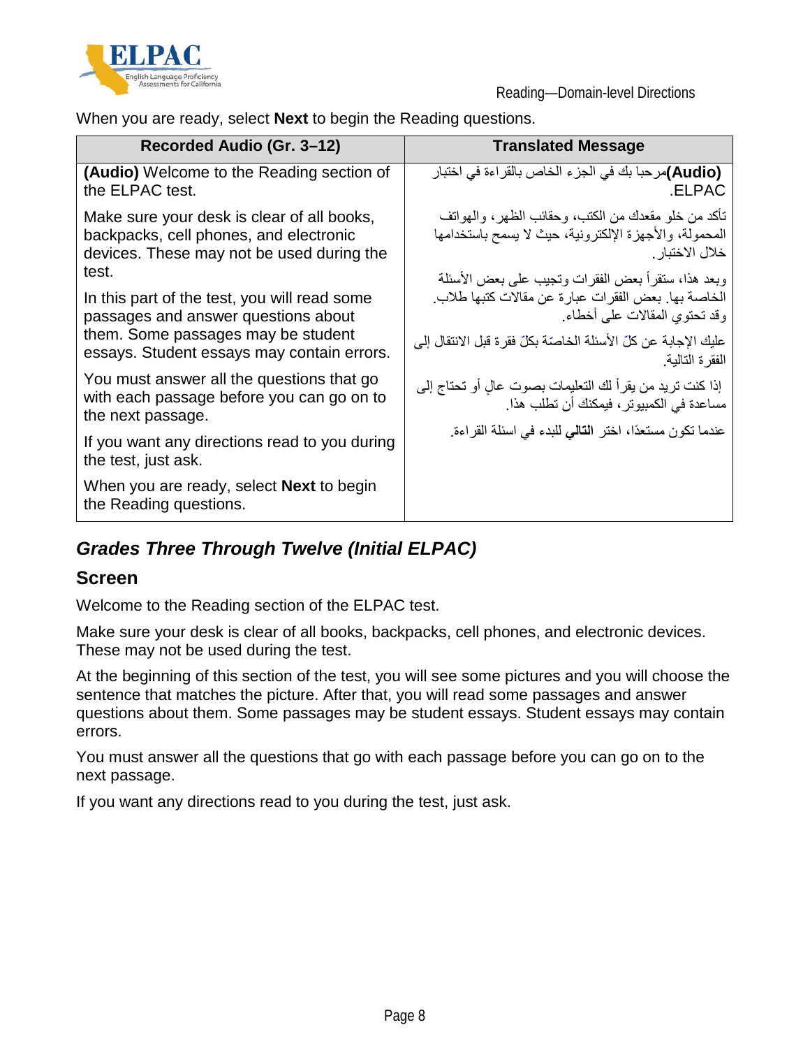When you are ready, select **Next** to begin the Reading questions.

| Recorded Audio (Gr. 3–12) | Translated Message |
|---|---|
| **(Audio)** Welcome to the Reading section of the ELPAC test.<br><br>Make sure your desk is clear of all books, backpacks, cell phones, and electronic devices. These may not be used during the test.<br><br>In this part of the test, you will read some passages and answer questions about them. Some passages may be student essays. Student essays may contain errors.<br><br>You must answer all the questions that go with each passage before you can go on to the next passage.<br><br>If you want any directions read to you during the test, just ask.<br><br>When you are ready, select **Next** to begin the Reading questions. | **(Audio)**مرحبا بك في الجزء الخاص بالقراءة في اختبار ELPAC.<br><br>تأكد من خلو مقعدك من الكتب، وحقائب الظهر، والهواتف المحمولة، والأجهزة الإلكترونية، حيث لا يسمح باستخدامها خلال الاختبار.<br><br>وبعد هذا، ستقرأ بعض الفقرات وتجيب على بعض الأسئلة الخاصة بها. بعض الفقرات عبارة عن مقالات كتبها طلاب. وقد تحتوي المقالات على أخطاء.<br><br>عليك الإجابة عن كلّ الأسئلة الخاصّة بكلّ فقرة قبل الانتقال إلى الفقرة التالية.<br><br>إذا كنت تريد من يقرأ لك التعليمات بصوت عالٍ أو تحتاج إلى مساعدة في الكمبيوتر، فيمكنك أن تطلب هذا.<br><br>عندما تكون مستعدًا، اختر **التالي** للبدء في اسئلة القراءة. |

## *Grades Three Through Twelve (Initial ELPAC)*

### Screen

Welcome to the Reading section of the ELPAC test.

Make sure your desk is clear of all books, backpacks, cell phones, and electronic devices. These may not be used during the test.

At the beginning of this section of the test, you will see some pictures and you will choose the sentence that matches the picture. After that, you will read some passages and answer questions about them. Some passages may be student essays. Student essays may contain errors.

You must answer all the questions that go with each passage before you can go on to the next passage.

If you want any directions read to you during the test, just ask.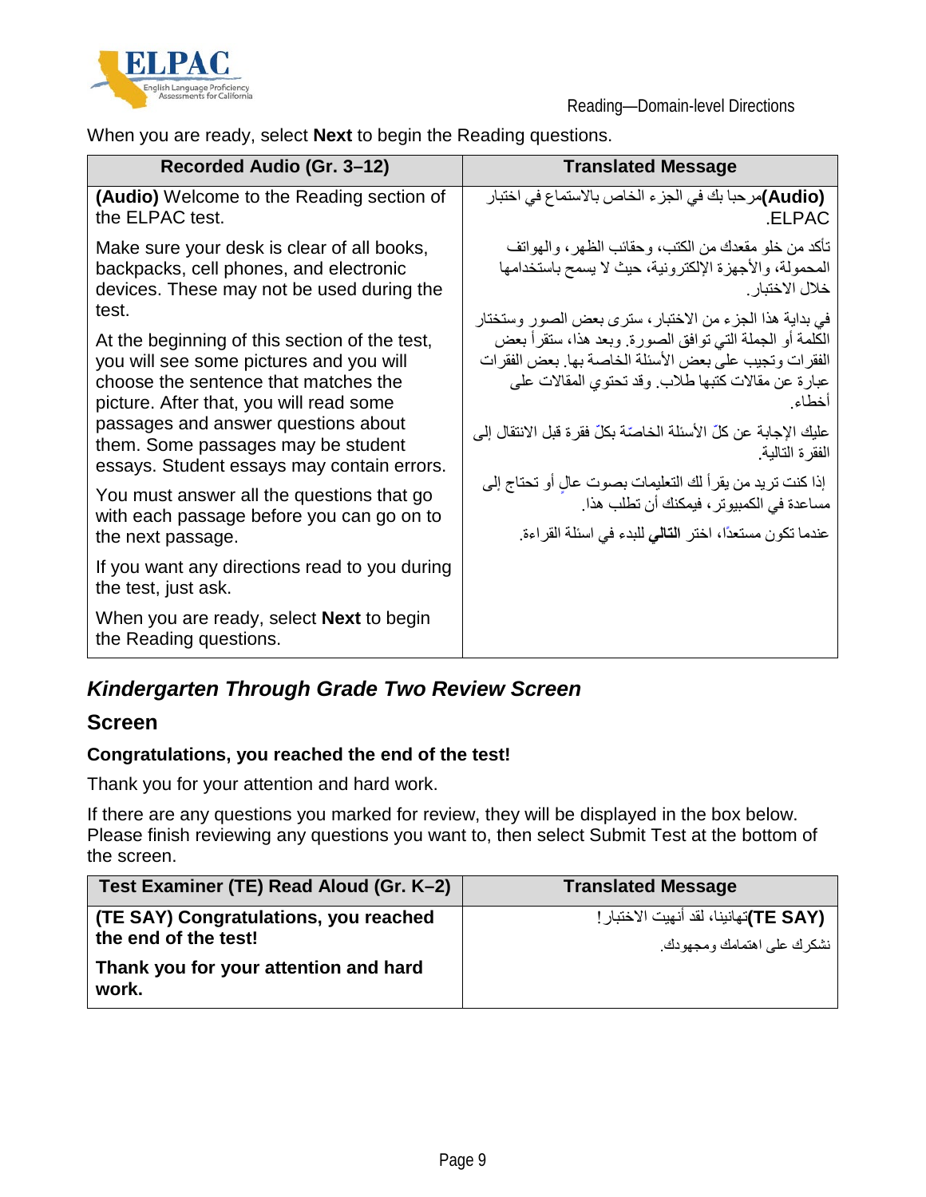When you are ready, select **Next** to begin the Reading questions.

| Recorded Audio (Gr. 3–12) | Translated Message |
|---|---|
| **(Audio)** Welcome to the Reading section of the ELPAC test.<br><br>Make sure your desk is clear of all books, backpacks, cell phones, and electronic devices. These may not be used during the test.<br><br>At the beginning of this section of the test, you will see some pictures and you will choose the sentence that matches the picture. After that, you will read some passages and answer questions about them. Some passages may be student essays. Student essays may contain errors.<br><br>You must answer all the questions that go with each passage before you can go on to the next passage.<br><br>If you want any directions read to you during the test, just ask.<br><br>When you are ready, select **Next** to begin the Reading questions. | **(Audio)**مرحبا بك في الجزء الخاص بالاستماع في اختبار ELPAC.<br><br>تأكد من خلو مقعدك من الكتب، وحقائب الظهر، والهواتف المحمولة، والأجهزة الإلكترونية، حيث لا يسمح باستخدامها خلال الاختبار.<br><br>في بداية هذا الجزء من الاختبار، سترى بعض الصور وستختار الكلمة أو الجملة التي توافق الصورة. وبعد هذا، ستقرأ بعض الفقرات وتجيب على بعض الأسئلة الخاصة بها. بعض الفقرات عبارة عن مقالات كتبها طلاب. وقد تحتوي المقالات على أخطاء.<br><br>عليك الإجابة عن كلّ الأسئلة الخاصّة بكلّ فقرة قبل الانتقال إلى الفقرة التالية.<br><br>إذا كنت تريد من يقرأ لك التعليمات بصوت عالٍ أو تحتاج إلى مساعدة في الكمبيوتر، فيمكنك أن تطلب هذا.<br><br>عندما تكون مستعدًا، اختر **التالي** للبدء في اسئلة القراءة. |

## *Kindergarten Through Grade Two Review Screen*

## Screen

**Congratulations, you reached the end of the test!**

Thank you for your attention and hard work.

If there are any questions you marked for review, they will be displayed in the box below. Please finish reviewing any questions you want to, then select Submit Test at the bottom of the screen.

| Test Examiner (TE) Read Aloud (Gr. K–2) | Translated Message |
|---|---|
| **(TE SAY) Congratulations, you reached the end of the test!**<br><br>**Thank you for your attention and hard work.** | **(TE SAY)**تهانينا، لقد أنهيت الاختبار!<br><br>نشكرك على اهتمامك ومجهودك. |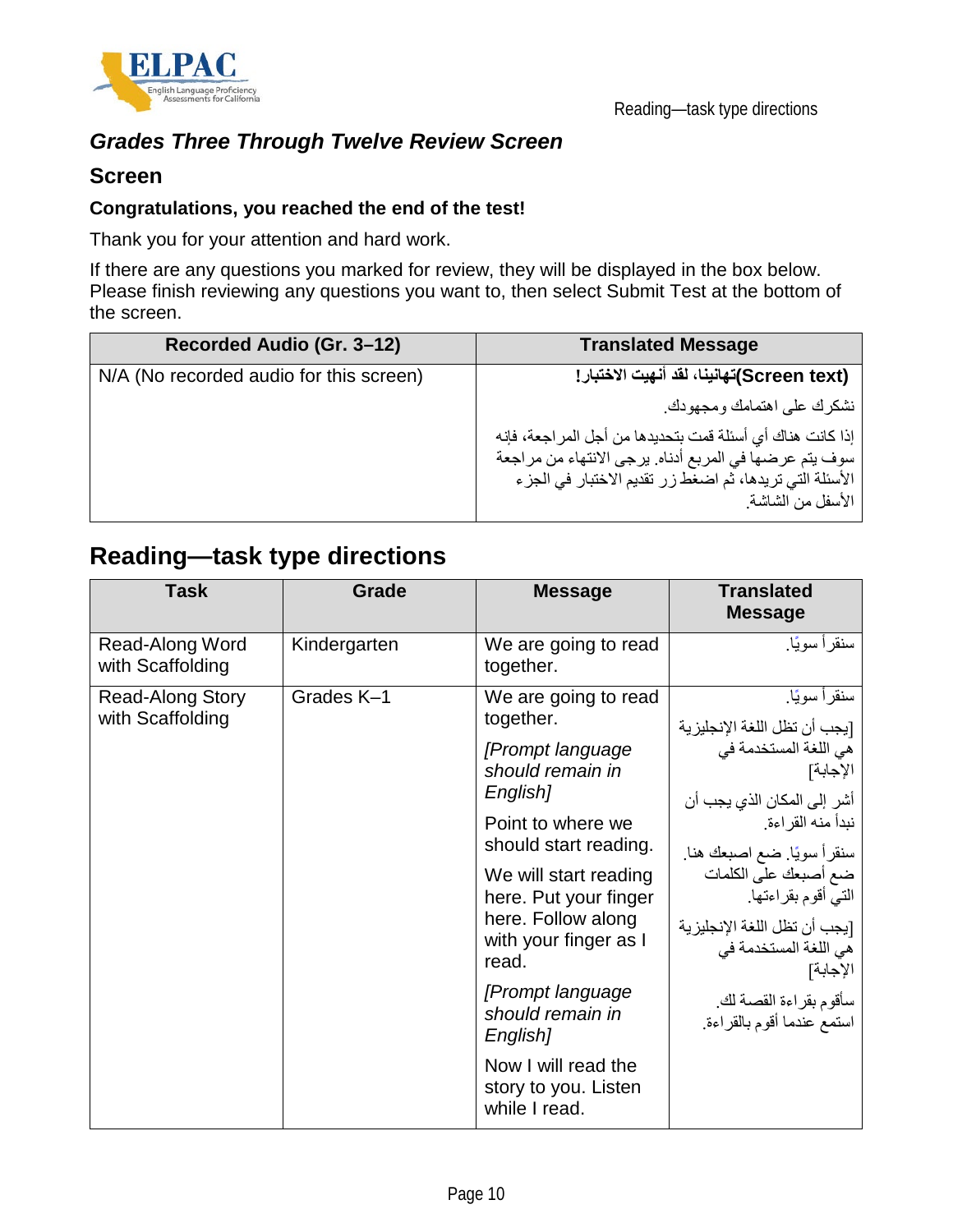### *Grades Three Through Twelve Review Screen*

### Screen

**Congratulations, you reached the end of the test!**

Thank you for your attention and hard work.

If there are any questions you marked for review, they will be displayed in the box below. Please finish reviewing any questions you want to, then select Submit Test at the bottom of the screen.

| Recorded Audio (Gr. 3–12) | Translated Message |
|---|---|
| N/A (No recorded audio for this screen) | **(Screen text)تهانينا، لقد أنهيت الاختبار!**<br>نشكرك على اهتمامك ومجهودك.<br>إذا كانت هناك أي أسئلة قمت بتحديدها من أجل المراجعة، فإنه سوف يتم عرضها في المربع أدناه. يرجى الانتهاء من مراجعة الأسئلة التي تريدها، ثم اضغط زر تقديم الاختبار في الجزء الأسفل من الشاشة. |

## Reading—task type directions

| Task | Grade | Message | Translated Message |
|---|---|---|---|
| Read-Along Word with Scaffolding | Kindergarten | We are going to read together. | سنقرأ سويًا. |
| Read-Along Story with Scaffolding | Grades K–1 | We are going to read together.<br>*[Prompt language should remain in English]*<br>Point to where we should start reading.<br>We will start reading here. Put your finger here. Follow along with your finger as I read.<br>*[Prompt language should remain in English]*<br>Now I will read the story to you. Listen while I read. | سنقرأ سويًا.<br>[يجب أن تظل اللغة الإنجليزية هي اللغة المستخدمة في الإجابة]<br>أشر إلى المكان الذي يجب أن نبدأ منه القراءة.<br>سنقرأ سويًا. ضع اصبعك هنا. ضع أصبعك على الكلمات التي أقوم بقراءتها.<br>[يجب أن تظل اللغة الإنجليزية هي اللغة المستخدمة في الإجابة]<br>سأقوم بقراءة القصة لك. استمع عندما أقوم بالقراءة. |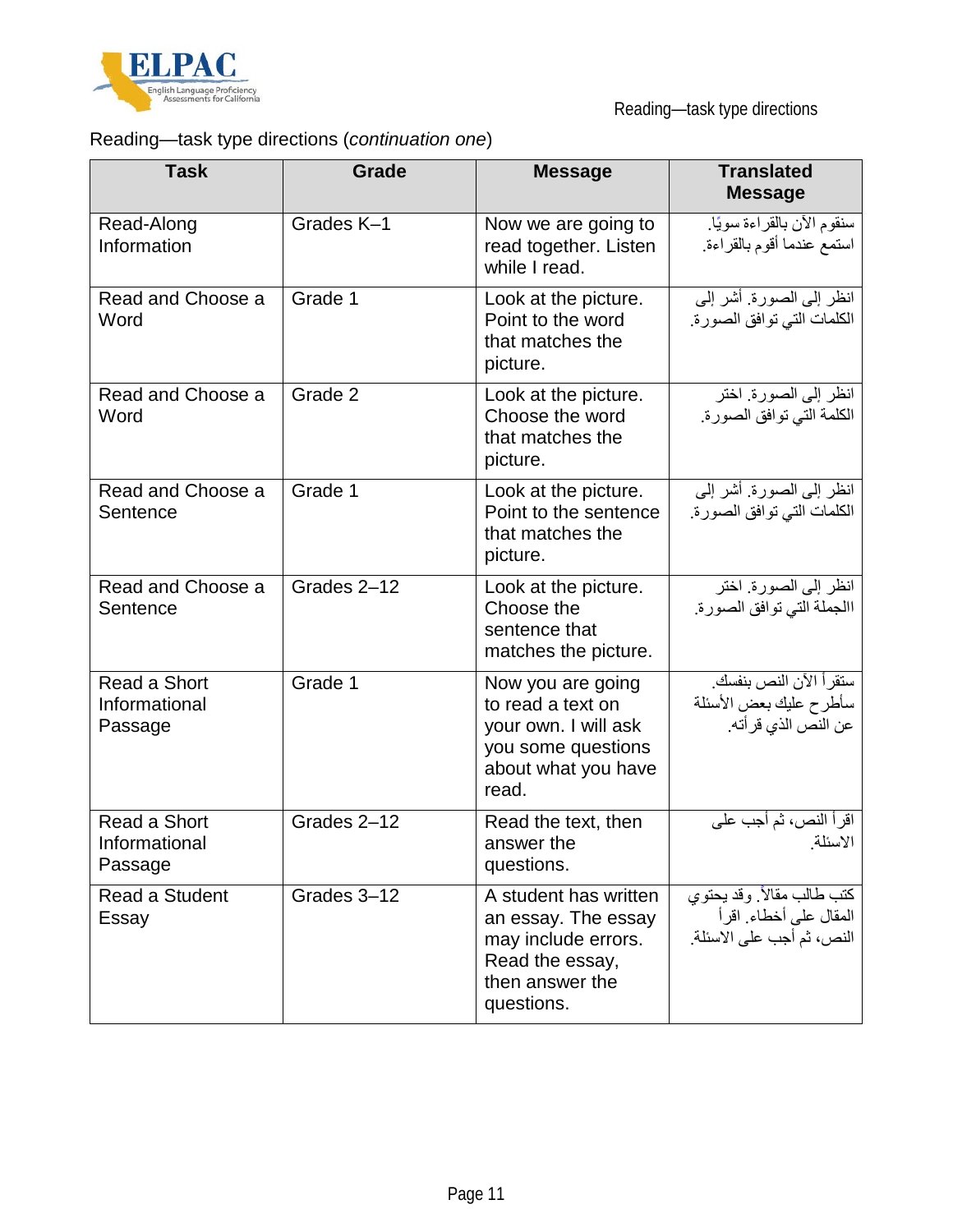Reading—task type directions (*continuation one*)

| Task | Grade | Message | Translated Message |
|---|---|---|---|
| Read-Along Information | Grades K–1 | Now we are going to read together. Listen while I read. | سنقوم الآن بالقراءة سويًا. استمع عندما أقوم بالقراءة. |
| Read and Choose a Word | Grade 1 | Look at the picture. Point to the word that matches the picture. | انظر إلى الصورة. أشر إلى الكلمات التي توافق الصورة. |
| Read and Choose a Word | Grade 2 | Look at the picture. Choose the word that matches the picture. | انظر إلى الصورة. اختر الكلمة التي توافق الصورة. |
| Read and Choose a Sentence | Grade 1 | Look at the picture. Point to the sentence that matches the picture. | انظر إلى الصورة. أشر إلى الكلمات التي توافق الصورة. |
| Read and Choose a Sentence | Grades 2–12 | Look at the picture. Choose the sentence that matches the picture. | انظر إلى الصورة. اختر الجملة التي توافق الصورة. |
| Read a Short Informational Passage | Grade 1 | Now you are going to read a text on your own. I will ask you some questions about what you have read. | ستقرأ الآن النص بنفسك. سأطرح عليك بعض الأسئلة عن النص الذي قرأته. |
| Read a Short Informational Passage | Grades 2–12 | Read the text, then answer the questions. | اقرأ النص، ثم أجب على الاسئلة. |
| Read a Student Essay | Grades 3–12 | A student has written an essay. The essay may include errors. Read the essay, then answer the questions. | كتب طالب مقالاً. وقد يحتوي المقال على أخطاء. اقرأ النص، ثم أجب على الاسئلة. |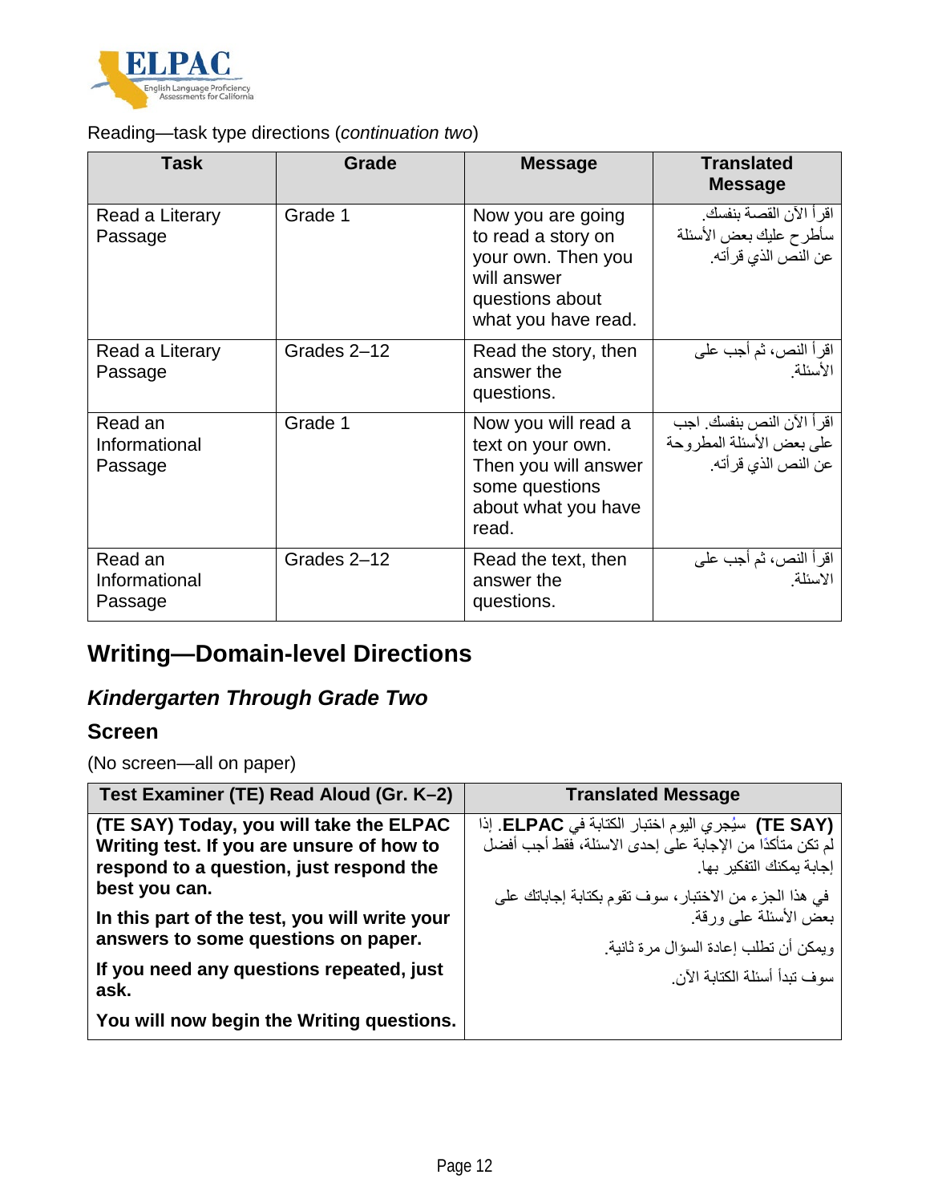Reading—task type directions (*continuation two*)

| Task | Grade | Message | Translated Message |
|---|---|---|---|
| Read a Literary Passage | Grade 1 | Now you are going to read a story on your own. Then you will answer questions about what you have read. | اقرأ الآن القصة بنفسك. سأطرح عليك بعض الأسئلة عن النص الذي قرأته. |
| Read a Literary Passage | Grades 2–12 | Read the story, then answer the questions. | اقرأ النص، ثم أجب على الأسئلة. |
| Read an Informational Passage | Grade 1 | Now you will read a text on your own. Then you will answer some questions about what you have read. | اقرأ الآن النص بنفسك. اجب على بعض الأسئلة المطروحة عن النص الذي قرأته. |
| Read an Informational Passage | Grades 2–12 | Read the text, then answer the questions. | اقرأ النص، ثم أجب على الاسئلة. |

## Writing—Domain-level Directions

### *Kindergarten Through Grade Two*

### Screen

(No screen—all on paper)

| Test Examiner (TE) Read Aloud (Gr. K–2) | Translated Message |
|---|---|
| **(TE SAY) Today, you will take the ELPAC Writing test. If you are unsure of how to respond to a question, just respond the best you can.** **In this part of the test, you will write your answers to some questions on paper.** **If you need any questions repeated, just ask.** **You will now begin the Writing questions.** | **(TE SAY)** سيُجري اليوم اختبار الكتابة في **ELPAC**. إذا لم تكن متأكدًا من الإجابة على إحدى الاسئلة، فقط أجب أفضل إجابة يمكنك التفكير بها. في هذا الجزء من الاختبار، سوف تقوم بكتابة إجاباتك على بعض الأسئلة على ورقة. ويمكن أن تطلب إعادة السؤال مرة ثانية. سوف تبدأ أسئلة الكتابة الآن. |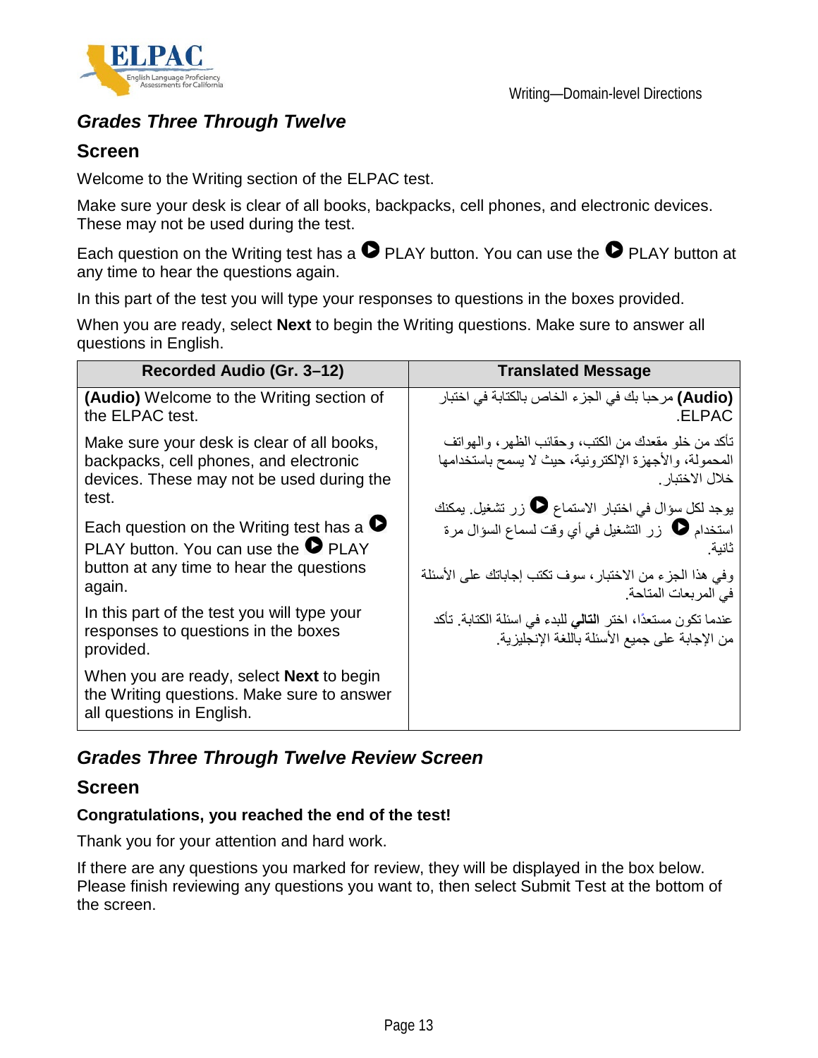## *Grades Three Through Twelve*

### Screen

Welcome to the Writing section of the ELPAC test.

Make sure your desk is clear of all books, backpacks, cell phones, and electronic devices. These may not be used during the test.

Each question on the Writing test has a ▶ PLAY button. You can use the ▶ PLAY button at any time to hear the questions again.

In this part of the test you will type your responses to questions in the boxes provided.

When you are ready, select **Next** to begin the Writing questions. Make sure to answer all questions in English.

| Recorded Audio (Gr. 3–12) | Translated Message |
|---|---|
| **(Audio)** Welcome to the Writing section of the ELPAC test.<br><br>Make sure your desk is clear of all books, backpacks, cell phones, and electronic devices. These may not be used during the test.<br><br>Each question on the Writing test has a ▶ PLAY button. You can use the ▶ PLAY button at any time to hear the questions again.<br><br>In this part of the test you will type your responses to questions in the boxes provided.<br><br>When you are ready, select **Next** to begin the Writing questions. Make sure to answer all questions in English. | **(Audio)** مرحبا بك في الجزء الخاص بالكتابة في اختبار ELPAC.<br><br>تأكد من خلو مقعدك من الكتب، وحقائب الظهر، والهواتف المحمولة، والأجهزة الإلكترونية، حيث لا يسمح باستخدامها خلال الاختبار.<br><br>يوجد لكل سؤال في اختبار الاستماع ▶ زر تشغيل. يمكنك استخدام ▶ زر التشغيل في أي وقت لسماع السؤال مرة ثانية.<br><br>وفي هذا الجزء من الاختبار، سوف تكتب إجاباتك على الأسئلة في المربعات المتاحة.<br><br>عندما تكون مستعدًا، اختر **التالي** للبدء في اسئلة الكتابة. تأكد من الإجابة على جميع الأسئلة باللغة الإنجليزية. |

## *Grades Three Through Twelve Review Screen*

### Screen

**Congratulations, you reached the end of the test!**

Thank you for your attention and hard work.

If there are any questions you marked for review, they will be displayed in the box below. Please finish reviewing any questions you want to, then select Submit Test at the bottom of the screen.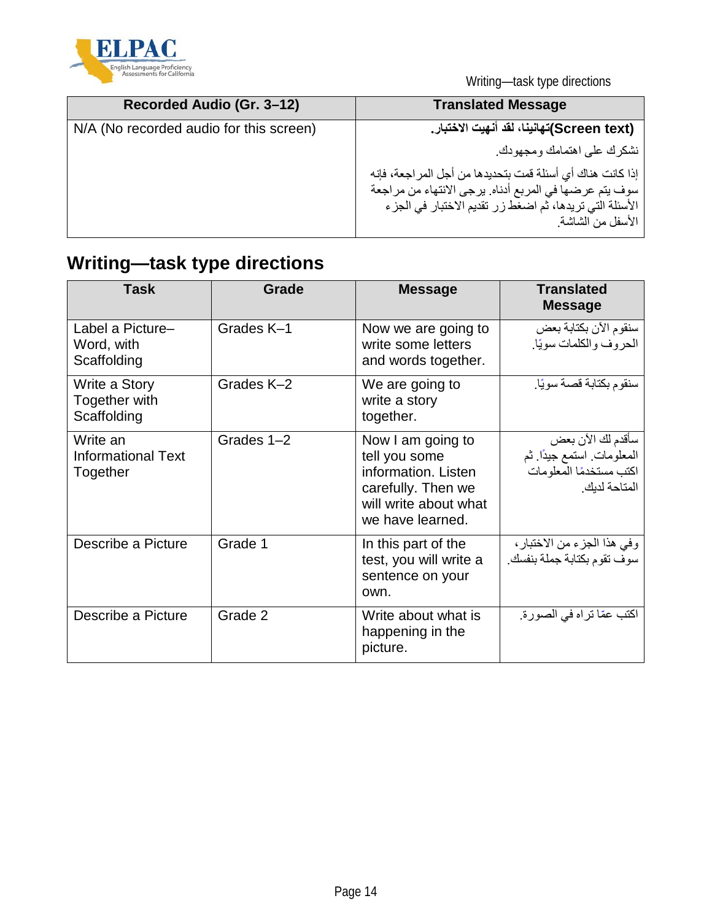| Recorded Audio (Gr. 3–12) | Translated Message |
|---|---|
| N/A (No recorded audio for this screen) | **(Screen text)تهانينا، لقد أنهيت الاختبار.** نشكرك على اهتمامك ومجهودك. إذا كانت هناك أي أسئلة قمت بتحديدها من أجل المراجعة، فإنه سوف يتم عرضها في المربع أدناه. يرجى الانتهاء من مراجعة الأسئلة التي تريدها، ثم اضغط زر تقديم الاختبار في الجزء الأسفل من الشاشة. |

## Writing—task type directions

| Task | Grade | Message | Translated Message |
|---|---|---|---|
| Label a Picture–Word, with Scaffolding | Grades K–1 | Now we are going to write some letters and words together. | سنقوم الآن بكتابة بعض الحروف والكلمات سويًا. |
| Write a Story Together with Scaffolding | Grades K–2 | We are going to write a story together. | سنقوم بكتابة قصة سويًا. |
| Write an Informational Text Together | Grades 1–2 | Now I am going to tell you some information. Listen carefully. Then we will write about what we have learned. | سأقدم لك الآن بعض المعلومات. استمع جيدًا. ثم اكتب مستخدمًا المعلومات المتاحة لديك. |
| Describe a Picture | Grade 1 | In this part of the test, you will write a sentence on your own. | وفي هذا الجزء من الاختبار، سوف تقوم بكتابة جملة بنفسك. |
| Describe a Picture | Grade 2 | Write about what is happening in the picture. | اكتب عمّا تراه في الصورة. |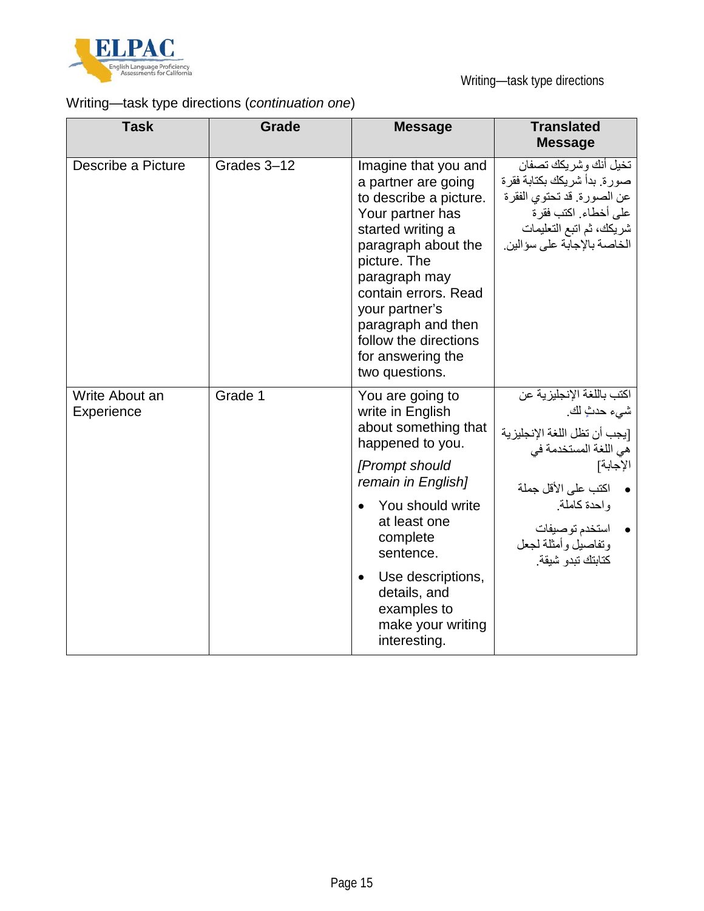Writing—task type directions (*continuation one*)

| Task | Grade | Message | Translated Message |
| --- | --- | --- | --- |
| Describe a Picture | Grades 3–12 | Imagine that you and a partner are going to describe a picture. Your partner has started writing a paragraph about the picture. The paragraph may contain errors. Read your partner's paragraph and then follow the directions for answering the two questions. | تخيل أنك وشريكك تصفان صورة. بدأ شريكك بكتابة فقرة عن الصورة. قد تحتوي الفقرة على أخطاء. اكتب فقرة شريكك، ثم اتبع التعليمات الخاصة بالإجابة على سؤالين. |
| Write About an Experience | Grade 1 | You are going to write in English about something that happened to you. *[Prompt should remain in English]* <br>• You should write at least one complete sentence. <br>• Use descriptions, details, and examples to make your writing interesting. | اكتب باللغة الإنجليزية عن شيء حدثٍ لك. [يجب أن تظل اللغة الإنجليزية هي اللغة المستخدمة في الإجابة] <br>• اكتب على الأقل جملة واحدة كاملة. <br>• استخدم توصيفات وتفاصيل وأمثلة لجعل كتابتك تبدو شيقة. |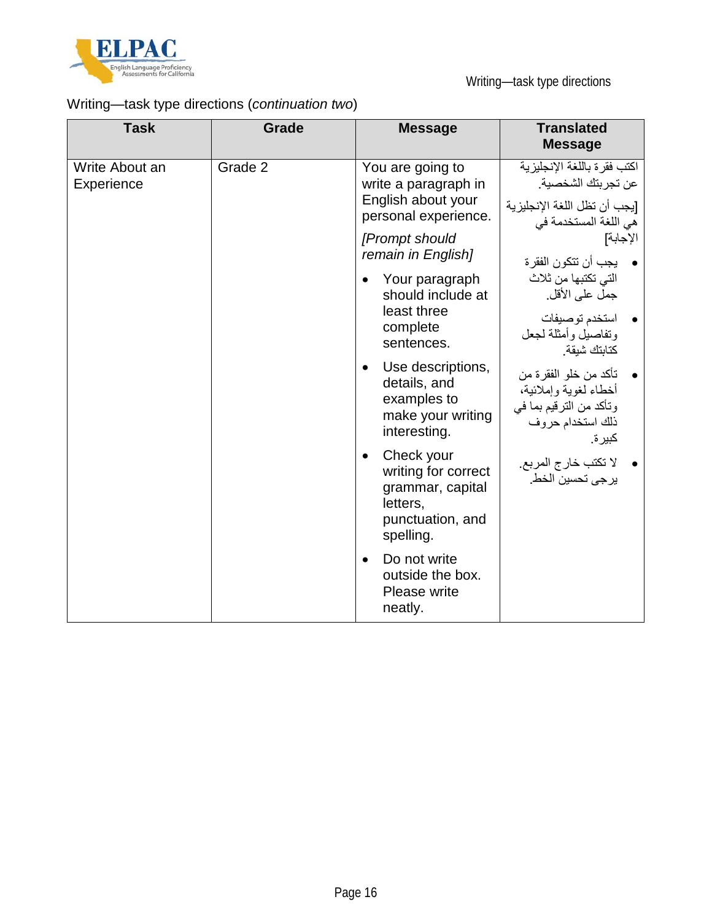Writing—task type directions (*continuation two*)

| Task | Grade | Message | Translated Message |
| --- | --- | --- | --- |
| Write About an Experience | Grade 2 | You are going to write a paragraph in English about your personal experience.<br><br>*[Prompt should remain in English]*<br><br>• Your paragraph should include at least three complete sentences.<br>• Use descriptions, details, and examples to make your writing interesting.<br>• Check your writing for correct grammar, capital letters, punctuation, and spelling.<br>• Do not write outside the box. Please write neatly. | اكتب فقرة باللغة الإنجليزية عن تجربتك الشخصية.<br><br>[يجب أن تظل اللغة الإنجليزية هي اللغة المستخدمة في الإجابة]<br><br>• يجب أن تتكون الفقرة التي تكتبها من ثلاث جمل على الأقل.<br>• استخدم توصيفات وتفاصيل وأمثلة لجعل كتابتك شيقة.<br>• تأكد من خلو الفقرة من أخطاء لغوية وإملائية، وتأكد من الترقيم بما في ذلك استخدام حروف كبيرة.<br>• لا تكتب خارج المربع. يرجى تحسين الخط. |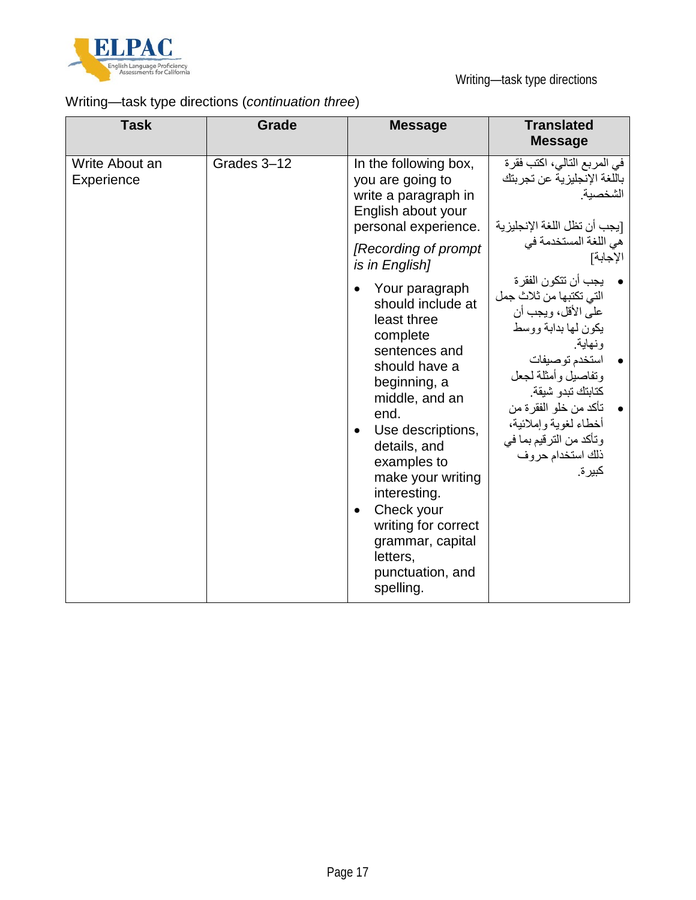Writing—task type directions (*continuation three*)

| Task | Grade | Message | Translated Message |
|---|---|---|---|
| Write About an Experience | Grades 3–12 | In the following box, you are going to write a paragraph in English about your personal experience. *[Recording of prompt is in English]* <ul><li>Your paragraph should include at least three complete sentences and should have a beginning, a middle, and an end.</li><li>Use descriptions, details, and examples to make your writing interesting.</li><li>Check your writing for correct grammar, capital letters, punctuation, and spelling.</li></ul> | في المربع التالي، اكتب فقرة باللغة الإنجليزية عن تجربتك الشخصية. [يجب أن تظل اللغة الإنجليزية هي اللغة المستخدمة في الإجابة] <ul><li>يجب أن تتكون الفقرة التي تكتبها من ثلاث جمل على الأقل، ويجب أن يكون لها بداية ووسط ونهاية.</li><li>استخدم توصيفات وتفاصيل وأمثلة لجعل كتابتك تبدو شيقة.</li><li>تأكد من خلو الفقرة من أخطاء لغوية وإملائية، وتأكد من الترقيم بما في ذلك استخدام حروف كبيرة.</li></ul> |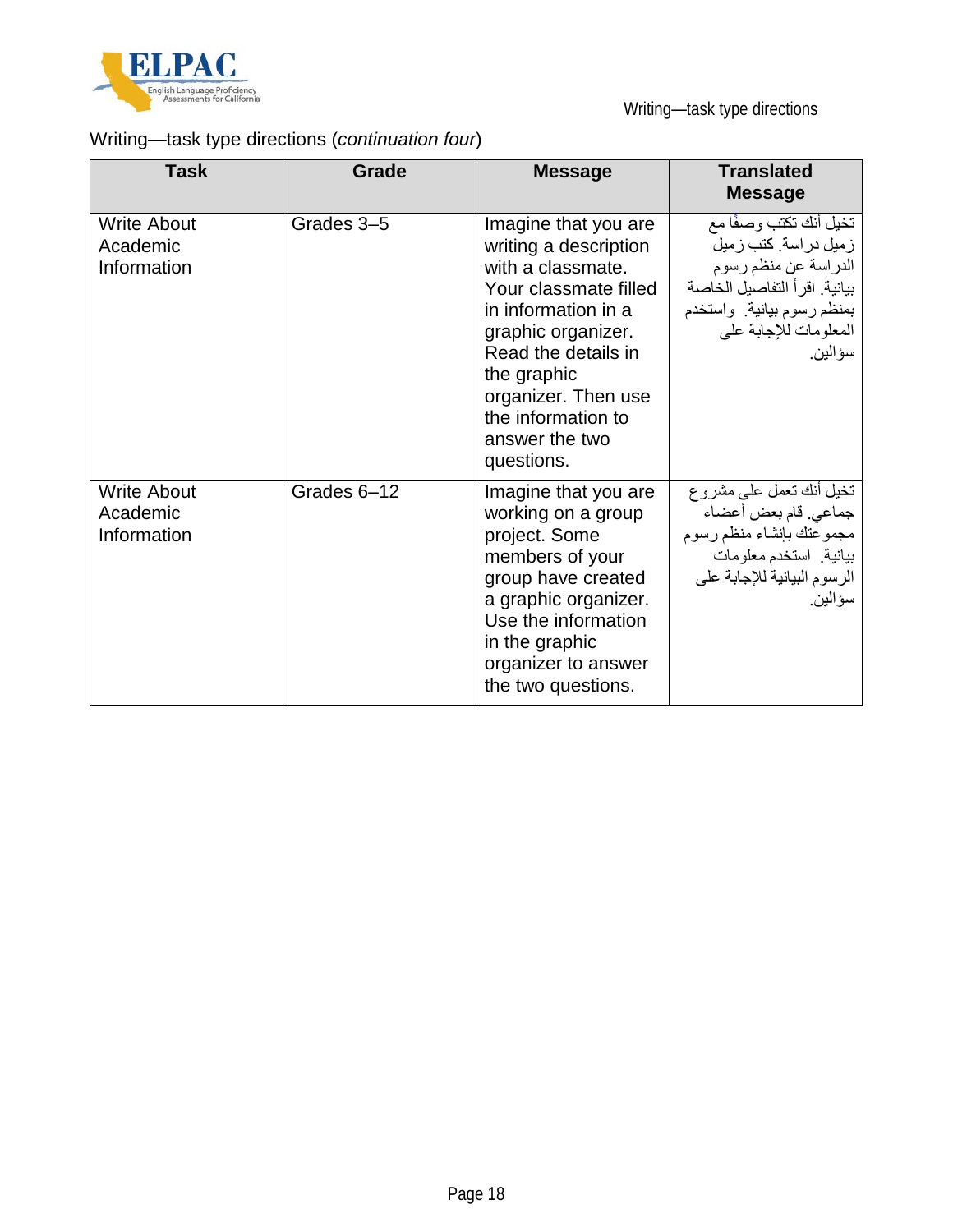Writing—task type directions (*continuation four*)

| Task | Grade | Message | Translated Message |
|---|---|---|---|
| Write About Academic Information | Grades 3–5 | Imagine that you are writing a description with a classmate. Your classmate filled in information in a graphic organizer. Read the details in the graphic organizer. Then use the information to answer the two questions. | تخيل أنك تكتب وصفًا مع زميل دراسة. كتب زميل الدراسة عن منظم رسوم بيانية. اقرأ التفاصيل الخاصة بمنظم رسوم بيانية. واستخدم المعلومات للإجابة على سؤالين. |
| Write About Academic Information | Grades 6–12 | Imagine that you are working on a group project. Some members of your group have created a graphic organizer. Use the information in the graphic organizer to answer the two questions. | تخيل أنك تعمل على مشروع جماعي. قام بعض أعضاء مجموعتك بإنشاء منظم رسوم بيانية. استخدم معلومات الرسوم البيانية للإجابة على سؤالين. |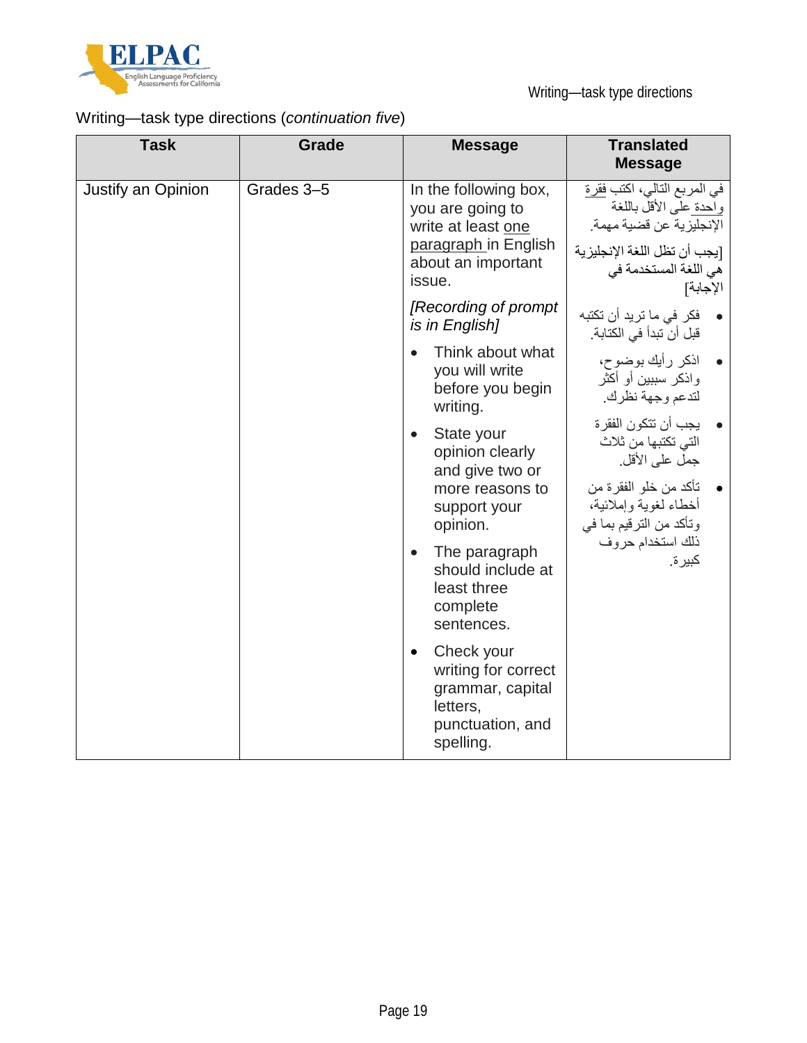Writing—task type directions (*continuation five*)

| Task | Grade | Message | Translated Message |
|---|---|---|---|
| Justify an Opinion | Grades 3–5 | In the following box, you are going to write at least one paragraph in English about an important issue.<br><br>*[Recording of prompt is in English]*<br><br>• Think about what you will write before you begin writing.<br>• State your opinion clearly and give two or more reasons to support your opinion.<br>• The paragraph should include at least three complete sentences.<br>• Check your writing for correct grammar, capital letters, punctuation, and spelling. | في المربع التالي، اكتب فقرة واحدة على الأقل باللغة الإنجليزية عن قضية مهمة.<br><br>[يجب أن تظل اللغة الإنجليزية هي اللغة المستخدمة في الإجابة]<br><br>• فكر في ما تريد أن تكتبه قبل أن تبدأ في الكتابة.<br>• اذكر رأيك بوضوح، واذكر سببين أو أكثر لتدعم وجهة نظرك.<br>• يجب أن تتكون الفقرة التي تكتبها من ثلاث جمل على الأقل.<br>• تأكد من خلو الفقرة من أخطاء لغوية وإملائية، وتأكد من الترقيم بما في ذلك استخدام حروف كبيرة. |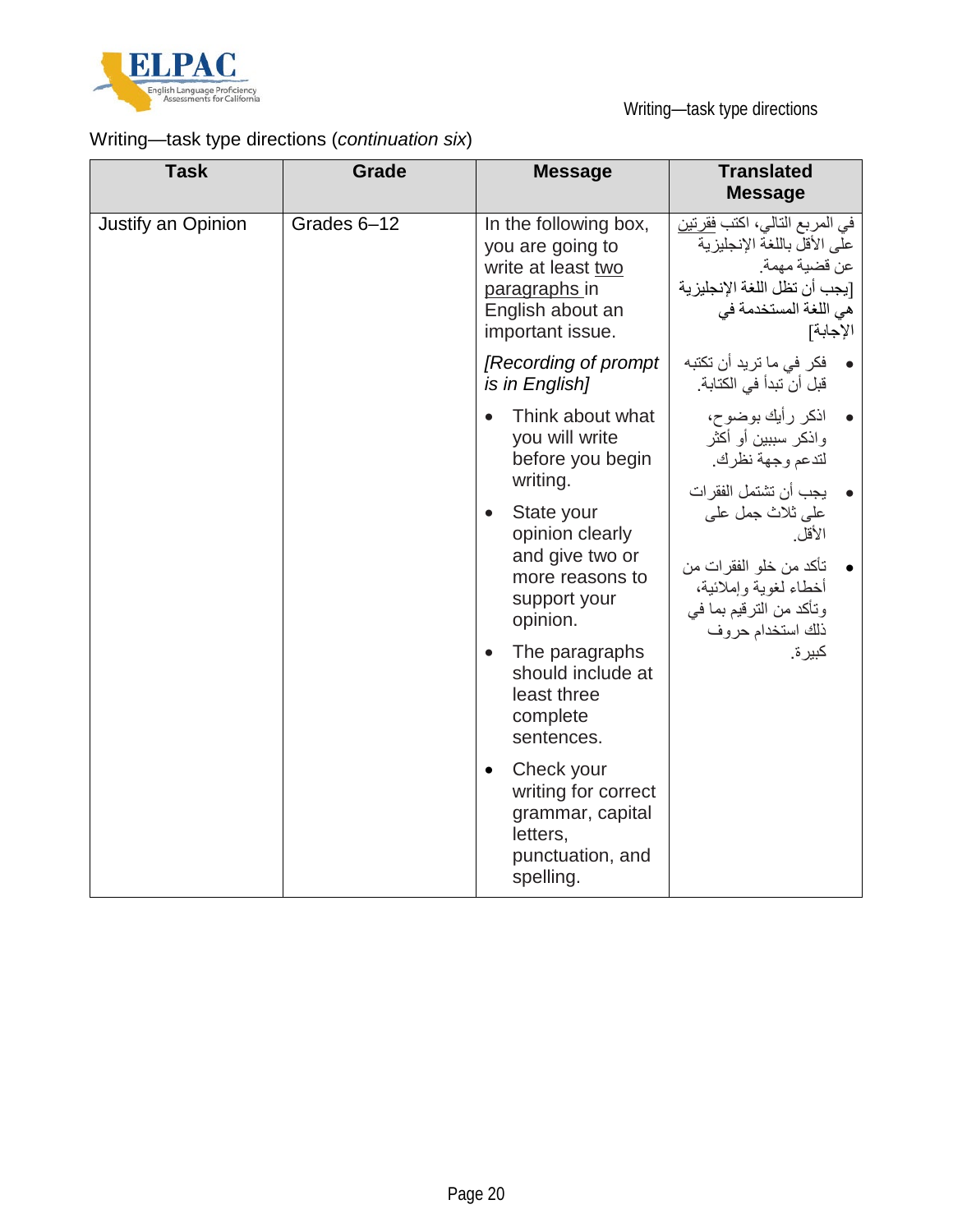Writing—task type directions (*continuation six*)

| Task | Grade | Message | Translated Message |
|---|---|---|---|
| Justify an Opinion | Grades 6–12 | In the following box, you are going to write at least two paragraphs in English about an important issue. | في المربع التالي، اكتب فقرتين على الأقل باللغة الإنجليزية عن قضية مهمة. [يجب أن تظل اللغة الإنجليزية هي اللغة المستخدمة في الإجابة] |
| | | *[Recording of prompt is in English]* | |
| | | • Think about what you will write before you begin writing. | • فكر في ما تريد أن تكتبه قبل أن تبدأ في الكتابة. |
| | | • State your opinion clearly and give two or more reasons to support your opinion. | • اذكر رأيك بوضوح، واذكر سببين أو أكثر لتدعم وجهة نظرك. |
| | | • The paragraphs should include at least three complete sentences. | • يجب أن تشتمل الفقرات على ثلاث جمل على الأقل. |
| | | • Check your writing for correct grammar, capital letters, punctuation, and spelling. | • تأكد من خلو الفقرات من أخطاء لغوية وإملائية، وتأكد من الترقيم بما في ذلك استخدام حروف كبيرة. |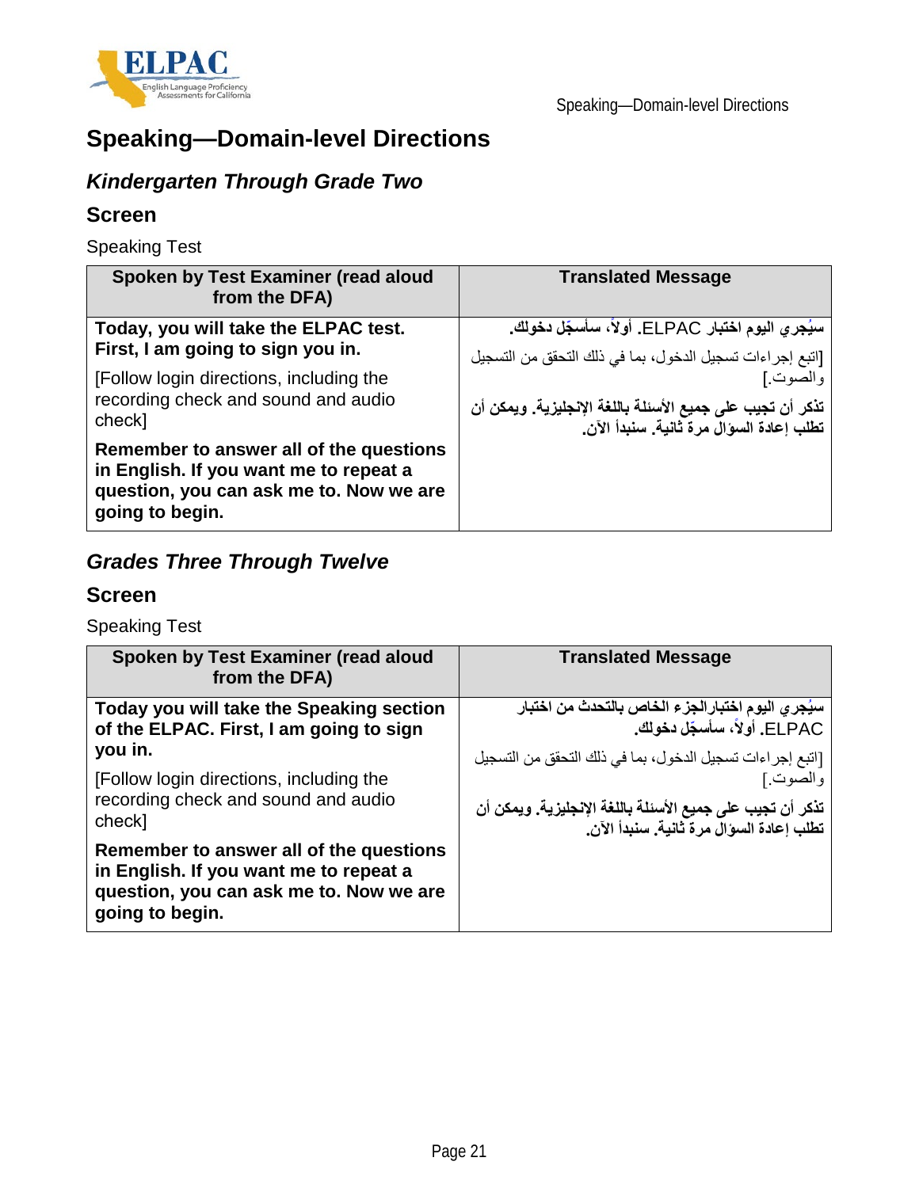# Speaking—Domain-level Directions

## *Kindergarten Through Grade Two*

### Screen

Speaking Test

| Spoken by Test Examiner (read aloud from the DFA) | Translated Message |
|---|---|
| **Today, you will take the ELPAC test. First, I am going to sign you in.**<br>[Follow login directions, including the recording check and sound and audio check]<br>**Remember to answer all of the questions in English. If you want me to repeat a question, you can ask me to. Now we are going to begin.** | **سيُجري اليوم اختبار ELPAC. أولاً، سأسجّل دخولك.**<br>[اتبع إجراءات تسجيل الدخول، بما في ذلك التحقق من التسجيل والصوت.]<br>**تذكر أن تجيب على جميع الأسئلة باللغة الإنجليزية. ويمكن أن تطلب إعادة السؤال مرة ثانية. سنبدأ الآن.** |

## *Grades Three Through Twelve*

### Screen

Speaking Test

| Spoken by Test Examiner (read aloud from the DFA) | Translated Message |
|---|---|
| **Today you will take the Speaking section of the ELPAC. First, I am going to sign you in.**<br>[Follow login directions, including the recording check and sound and audio check]<br>**Remember to answer all of the questions in English. If you want me to repeat a question, you can ask me to. Now we are going to begin.** | **سيُجري اليوم اختبارالجزء الخاص بالتحدث من اختبار ELPAC. أولاً، سأسجّل دخولك.**<br>[اتبع إجراءات تسجيل الدخول، بما في ذلك التحقق من التسجيل والصوت.]<br>**تذكر أن تجيب على جميع الأسئلة باللغة الإنجليزية. ويمكن أن تطلب إعادة السؤال مرة ثانية. سنبدأ الآن.** |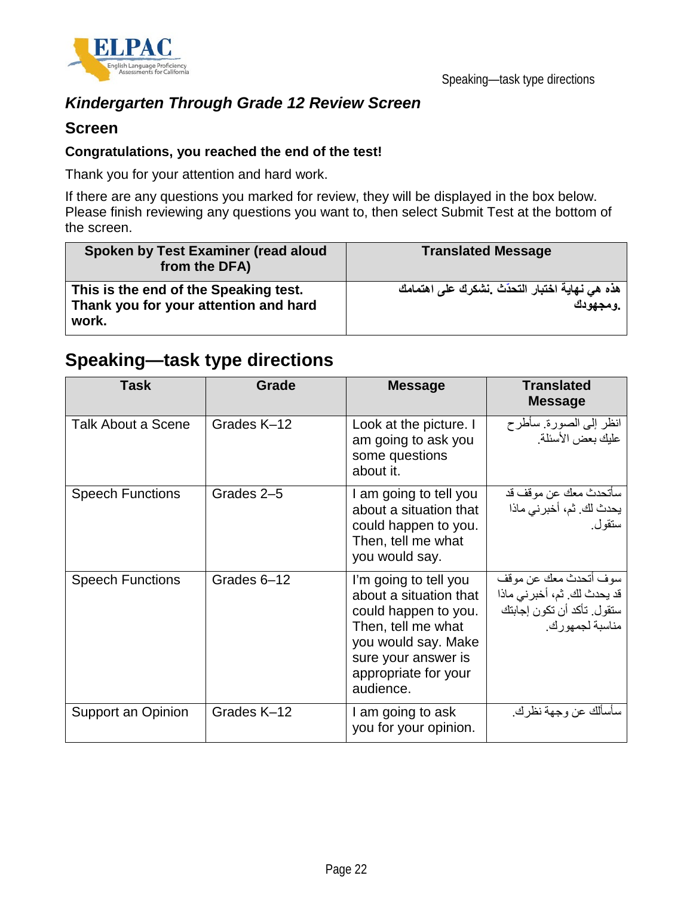### *Kindergarten Through Grade 12 Review Screen*

### Screen

**Congratulations, you reached the end of the test!**

Thank you for your attention and hard work.

If there are any questions you marked for review, they will be displayed in the box below. Please finish reviewing any questions you want to, then select Submit Test at the bottom of the screen.

| Spoken by Test Examiner (read aloud from the DFA) | Translated Message |
|---|---|
| **This is the end of the Speaking test. Thank you for your attention and hard work.** | **هذه هي نهاية اختبار التحدّث .نشكرك على اهتمامك ومجهودك.** |

## Speaking—task type directions

| Task | Grade | Message | Translated Message |
|---|---|---|---|
| Talk About a Scene | Grades K–12 | Look at the picture. I am going to ask you some questions about it. | انظر إلى الصورة. سأطرح عليك بعض الأسئلة. |
| Speech Functions | Grades 2–5 | I am going to tell you about a situation that could happen to you. Then, tell me what you would say. | سأتحدث معك عن موقف قد يحدث لك. ثم، أخبرني ماذا ستقول. |
| Speech Functions | Grades 6–12 | I'm going to tell you about a situation that could happen to you. Then, tell me what you would say. Make sure your answer is appropriate for your audience. | سوف أتحدث معك عن موقف قد يحدث لك. ثم، أخبرني ماذا ستقول. تأكد أن تكون إجابتك مناسبة لجمهورك. |
| Support an Opinion | Grades K–12 | I am going to ask you for your opinion. | سأسألك عن وجهة نظرك. |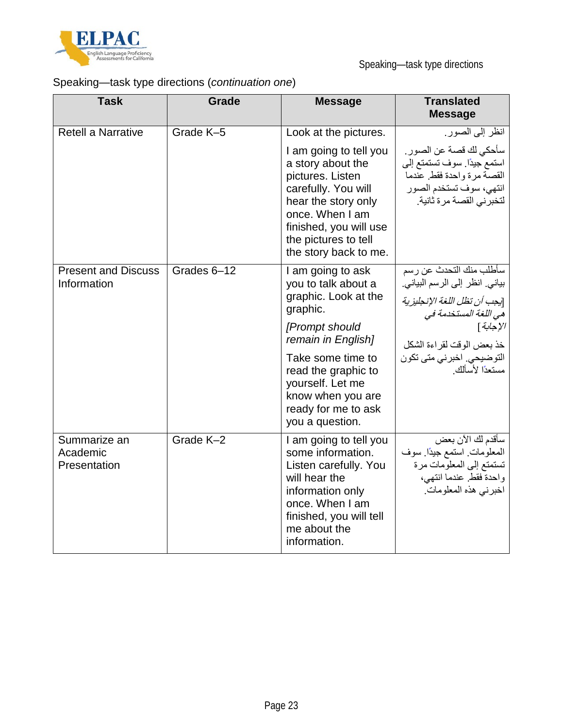Speaking—task type directions (*continuation one*)

| Task | Grade | Message | Translated Message |
|---|---|---|---|
| Retell a Narrative | Grade K–5 | Look at the pictures.<br><br>I am going to tell you a story about the pictures. Listen carefully. You will hear the story only once. When I am finished, you will use the pictures to tell the story back to me. | انظر إلى الصور.<br><br>سأحكي لك قصة عن الصور. استمع جيدًا. سوف تستمتع إلى القصة مرة واحدة فقط. عندما انتهي، سوف تستخدم الصور لتخبرني القصة مرة ثانية. |
| Present and Discuss Information | Grades 6–12 | I am going to ask you to talk about a graphic. Look at the graphic.<br><br>*[Prompt should remain in English]*<br><br>Take some time to read the graphic to yourself. Let me know when you are ready for me to ask you a question. | سأطلب منك التحدث عن رسم بياني. انظر إلى الرسم البياني.<br><br>*[يجب أن تظل اللغة الإنجليزية هي اللغة المستخدمة في الإجابة]*<br><br>خذ بعض الوقت لقراءة الشكل التوضيحي. اخبرني متى تكون مستعدًا لأسألك. |
| Summarize an Academic Presentation | Grade K–2 | I am going to tell you some information. Listen carefully. You will hear the information only once. When I am finished, you will tell me about the information. | سأقدم لك الآن بعض المعلومات. استمع جيدًا. سوف تستمتع إلى المعلومات مرة واحدة فقط. عندما انتهي، اخبرني هذه المعلومات. |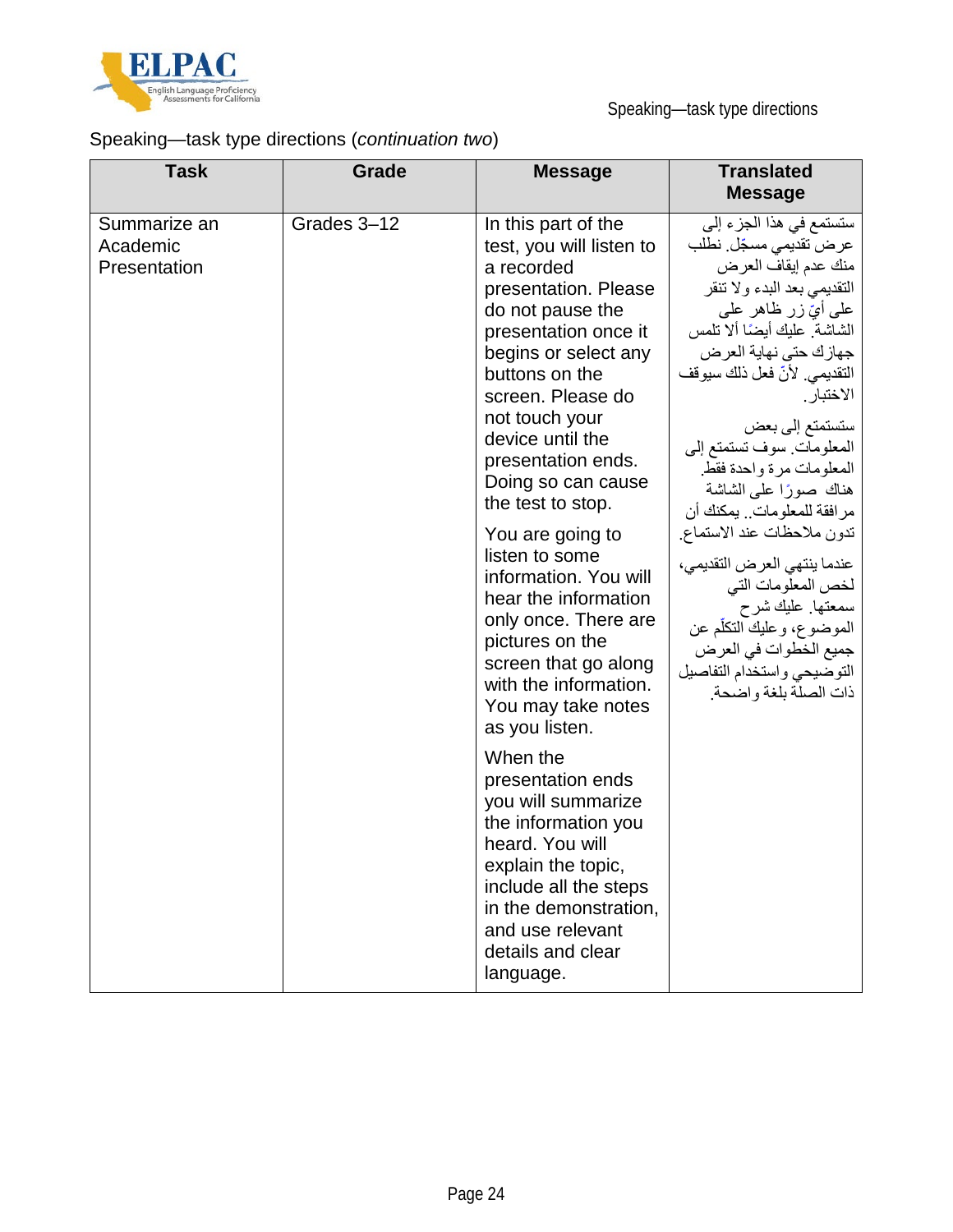Speaking—task type directions (*continuation two*)

| Task | Grade | Message | Translated Message |
|---|---|---|---|
| Summarize an Academic Presentation | Grades 3–12 | In this part of the test, you will listen to a recorded presentation. Please do not pause the presentation once it begins or select any buttons on the screen. Please do not touch your device until the presentation ends. Doing so can cause the test to stop.<br><br>You are going to listen to some information. You will hear the information only once. There are pictures on the screen that go along with the information. You may take notes as you listen.<br><br>When the presentation ends you will summarize the information you heard. You will explain the topic, include all the steps in the demonstration, and use relevant details and clear language. | ستستمع في هذا الجزء إلى عرض تقديمي مسجّل. نطلب منك عدم إيقاف العرض التقديمي بعد البدء ولا تنقر على أيّ زر ظاهر على الشاشة. عليك أيضًا ألا تلمس جهازك حتى نهاية العرض التقديمي. لأنّ فعل ذلك سيوقف الاختبار.<br><br>ستستمتع إلى بعض المعلومات. سوف تستمتع إلى المعلومات مرة واحدة فقط. هناك صورًا على الشاشة مرافقة للمعلومات.. يمكنك أن تدون ملاحظات عند الاستماع.<br><br>عندما ينتهي العرض التقديمي، لخص المعلومات التي سمعتها. عليك شرح الموضوع، وعليك التكلّم عن جميع الخطوات في العرض التوضيحي واستخدام التفاصيل ذات الصلة بلغة واضحة. |